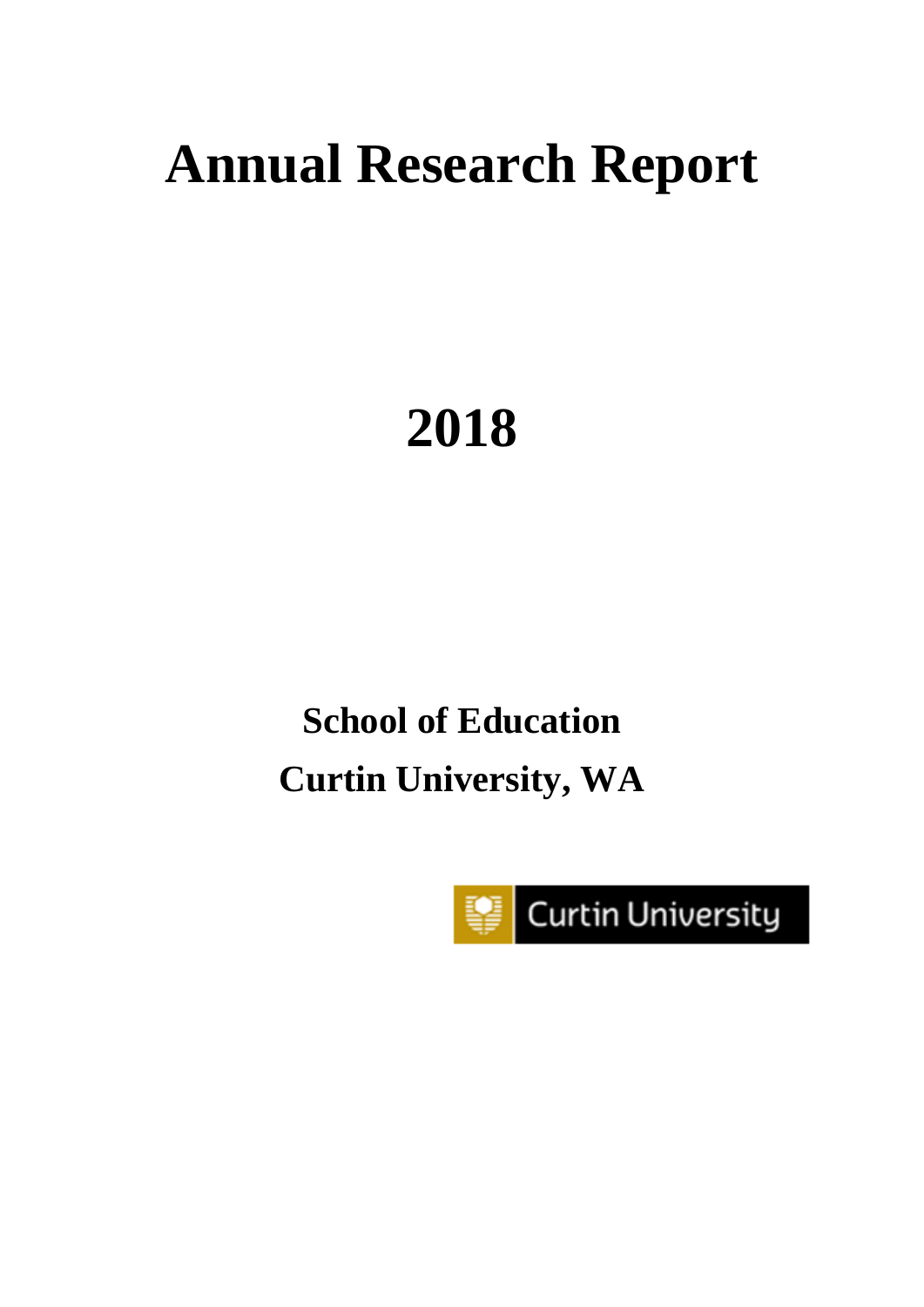# Annual Research Report

# 2018

## School of Education

## Curtin University, WA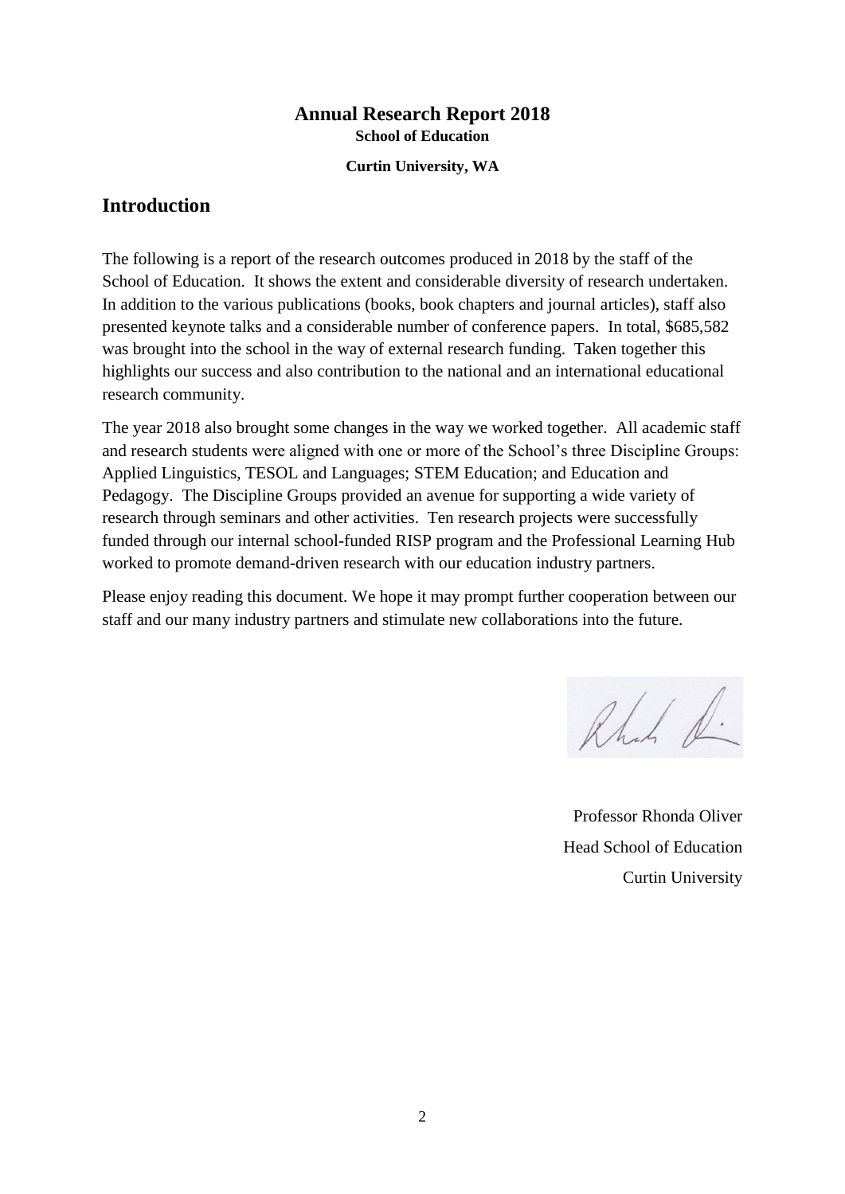# Annual Research Report 2018

**School of Education**

**Curtin University, WA**

## Introduction

The following is a report of the research outcomes produced in 2018 by the staff of the School of Education. It shows the extent and considerable diversity of research undertaken. In addition to the various publications (books, book chapters and journal articles), staff also presented keynote talks and a considerable number of conference papers. In total, $685,582 was brought into the school in the way of external research funding. Taken together this highlights our success and also contribution to the national and an international educational research community.

The year 2018 also brought some changes in the way we worked together. All academic staff and research students were aligned with one or more of the School's three Discipline Groups: Applied Linguistics, TESOL and Languages; STEM Education; and Education and Pedagogy. The Discipline Groups provided an avenue for supporting a wide variety of research through seminars and other activities. Ten research projects were successfully funded through our internal school-funded RISP program and the Professional Learning Hub worked to promote demand-driven research with our education industry partners.

Please enjoy reading this document. We hope it may prompt further cooperation between our staff and our many industry partners and stimulate new collaborations into the future.

Professor Rhonda Oliver
Head School of Education
Curtin University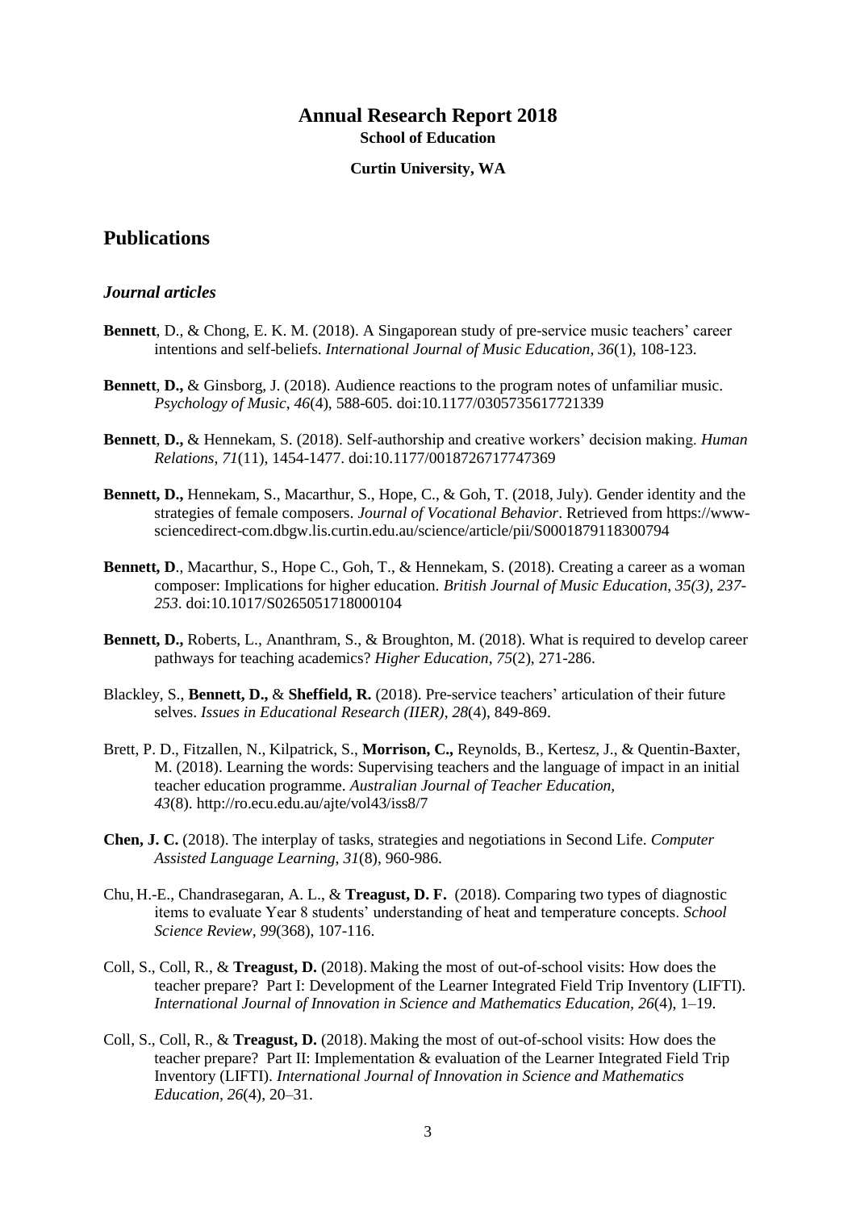# Annual Research Report 2018

**School of Education**

**Curtin University, WA**

## Publications

### *Journal articles*

**Bennett**, D., & Chong, E. K. M. (2018). A Singaporean study of pre-service music teachers' career intentions and self-beliefs. *International Journal of Music Education*, *36*(1), 108-123.

**Bennett**, **D.,** & Ginsborg, J. (2018). Audience reactions to the program notes of unfamiliar music. *Psychology of Music*, *46*(4), 588-605. doi:10.1177/0305735617721339

**Bennett**, **D.,** & Hennekam, S. (2018). Self-authorship and creative workers' decision making. *Human Relations*, *71*(11), 1454-1477. doi:10.1177/0018726717747369

**Bennett, D.,** Hennekam, S., Macarthur, S., Hope, C., & Goh, T. (2018, July). Gender identity and the strategies of female composers. *Journal of Vocational Behavior*. Retrieved from https://www-sciencedirect-com.dbgw.lis.curtin.edu.au/science/article/pii/S0001879118300794

**Bennett, D**., Macarthur, S., Hope C., Goh, T., & Hennekam, S. (2018). Creating a career as a woman composer: Implications for higher education. *British Journal of Music Education*, *35(3), 237-253*. doi:10.1017/S0265051718000104

**Bennett, D.,** Roberts, L., Ananthram, S., & Broughton, M. (2018). What is required to develop career pathways for teaching academics? *Higher Education*, *75*(2), 271-286.

Blackley, S., **Bennett, D.,** & **Sheffield, R.** (2018). Pre-service teachers' articulation of their future selves. *Issues in Educational Research (IIER)*, *28*(4), 849-869.

Brett, P. D., Fitzallen, N., Kilpatrick, S., **Morrison, C.,** Reynolds, B., Kertesz, J., & Quentin-Baxter, M. (2018). Learning the words: Supervising teachers and the language of impact in an initial teacher education programme. *Australian Journal of Teacher Education, 43*(8). http://ro.ecu.edu.au/ajte/vol43/iss8/7

**Chen, J. C.** (2018). The interplay of tasks, strategies and negotiations in Second Life. *Computer Assisted Language Learning*, *31*(8), 960-986.

Chu, H.-E., Chandrasegaran, A. L., & **Treagust, D. F.** (2018). Comparing two types of diagnostic items to evaluate Year 8 students' understanding of heat and temperature concepts. *School Science Review*, *99*(368), 107-116.

Coll, S., Coll, R., & **Treagust, D.** (2018). Making the most of out-of-school visits: How does the teacher prepare? Part I: Development of the Learner Integrated Field Trip Inventory (LIFTI). *International Journal of Innovation in Science and Mathematics Education, 26*(4), 1–19.

Coll, S., Coll, R., & **Treagust, D.** (2018). Making the most of out-of-school visits: How does the teacher prepare? Part II: Implementation & evaluation of the Learner Integrated Field Trip Inventory (LIFTI). *International Journal of Innovation in Science and Mathematics Education, 26*(4), 20–31.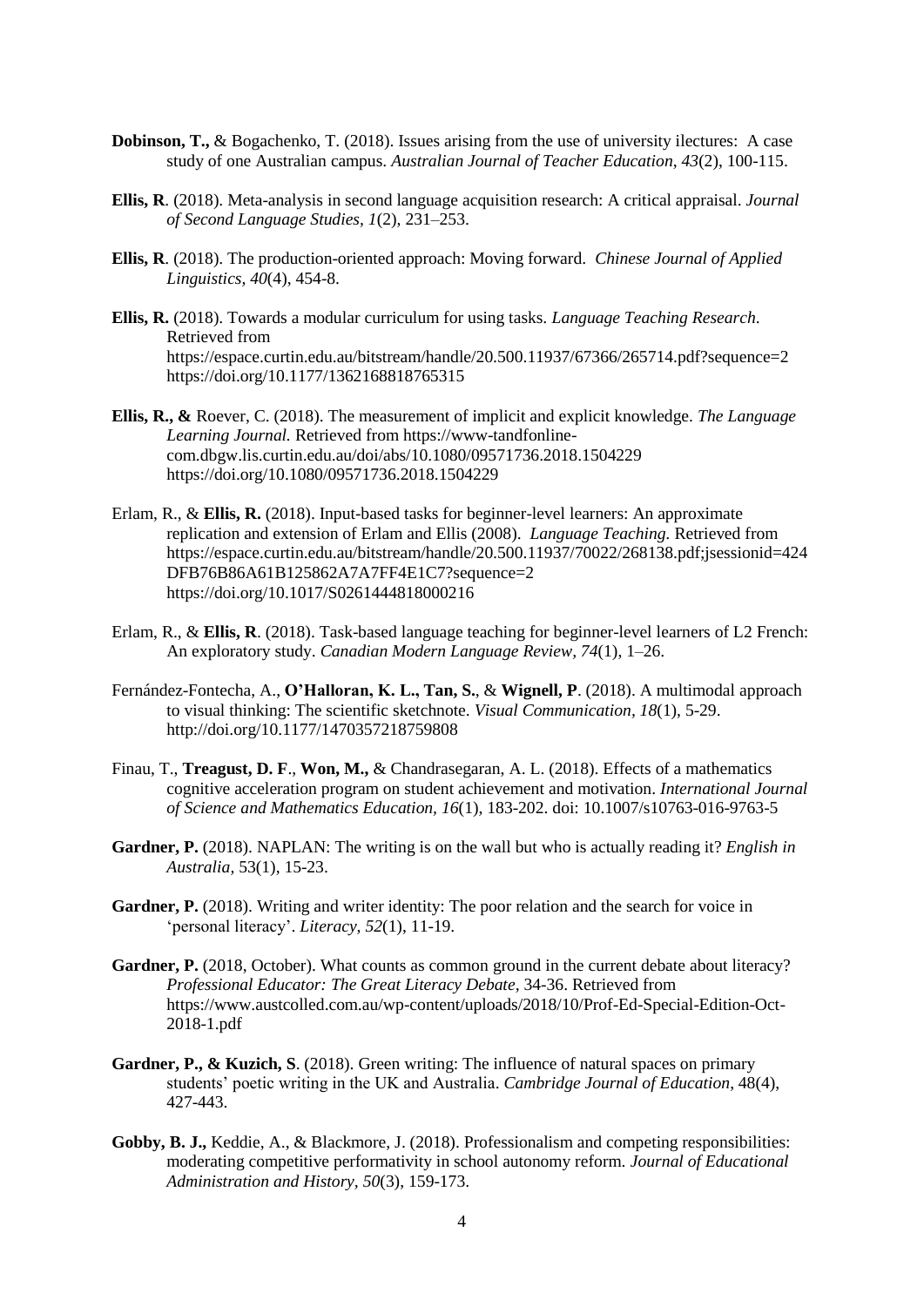**Dobinson, T.,** & Bogachenko, T. (2018). Issues arising from the use of university ilectures: A case study of one Australian campus. *Australian Journal of Teacher Education*, *43*(2), 100-115.

**Ellis, R**. (2018). Meta-analysis in second language acquisition research: A critical appraisal. *Journal of Second Language Studies, 1*(2), 231–253.

**Ellis, R**. (2018). The production-oriented approach: Moving forward. *Chinese Journal of Applied Linguistics, 40*(4), 454-8.

**Ellis, R.** (2018). Towards a modular curriculum for using tasks. *Language Teaching Research*. Retrieved from https://espace.curtin.edu.au/bitstream/handle/20.500.11937/67366/265714.pdf?sequence=2 https://doi.org/10.1177/1362168818765315

**Ellis, R., &** Roever, C. (2018). The measurement of implicit and explicit knowledge. *The Language Learning Journal.* Retrieved from https://www-tandfonline-com.dbgw.lis.curtin.edu.au/doi/abs/10.1080/09571736.2018.1504229 https://doi.org/10.1080/09571736.2018.1504229

Erlam, R., & **Ellis, R.** (2018). Input-based tasks for beginner-level learners: An approximate replication and extension of Erlam and Ellis (2008). *Language Teaching*. Retrieved from https://espace.curtin.edu.au/bitstream/handle/20.500.11937/70022/268138.pdf;jsessionid=424DFB76B86A61B125862A7A7FF4E1C7?sequence=2 https://doi.org/10.1017/S0261444818000216

Erlam, R., & **Ellis, R**. (2018). Task-based language teaching for beginner-level learners of L2 French: An exploratory study. *Canadian Modern Language Review, 74*(1), 1–26.

Fernández-Fontecha, A., **O'Halloran, K. L., Tan, S.**, & **Wignell, P**. (2018). A multimodal approach to visual thinking: The scientific sketchnote. *Visual Communication, 18*(1), 5-29. http://doi.org/10.1177/1470357218759808

Finau, T., **Treagust, D. F**., **Won, M.,** & Chandrasegaran, A. L. (2018). Effects of a mathematics cognitive acceleration program on student achievement and motivation. *International Journal of Science and Mathematics Education, 16*(1), 183-202. doi: 10.1007/s10763-016-9763-5

**Gardner, P.** (2018). NAPLAN: The writing is on the wall but who is actually reading it? *English in Australia*, 53(1), 15-23.

**Gardner, P.** (2018). Writing and writer identity: The poor relation and the search for voice in 'personal literacy'. *Literacy, 52*(1), 11-19.

**Gardner, P.** (2018, October). What counts as common ground in the current debate about literacy? *Professional Educator: The Great Literacy Debate,* 34-36. Retrieved from https://www.austcolled.com.au/wp-content/uploads/2018/10/Prof-Ed-Special-Edition-Oct-2018-1.pdf

**Gardner, P., & Kuzich, S**. (2018). Green writing: The influence of natural spaces on primary students' poetic writing in the UK and Australia. *Cambridge Journal of Education*, 48(4), 427-443.

**Gobby, B. J.,** Keddie, A., & Blackmore, J. (2018). Professionalism and competing responsibilities: moderating competitive performativity in school autonomy reform. *Journal of Educational Administration and History*, *50*(3), 159-173.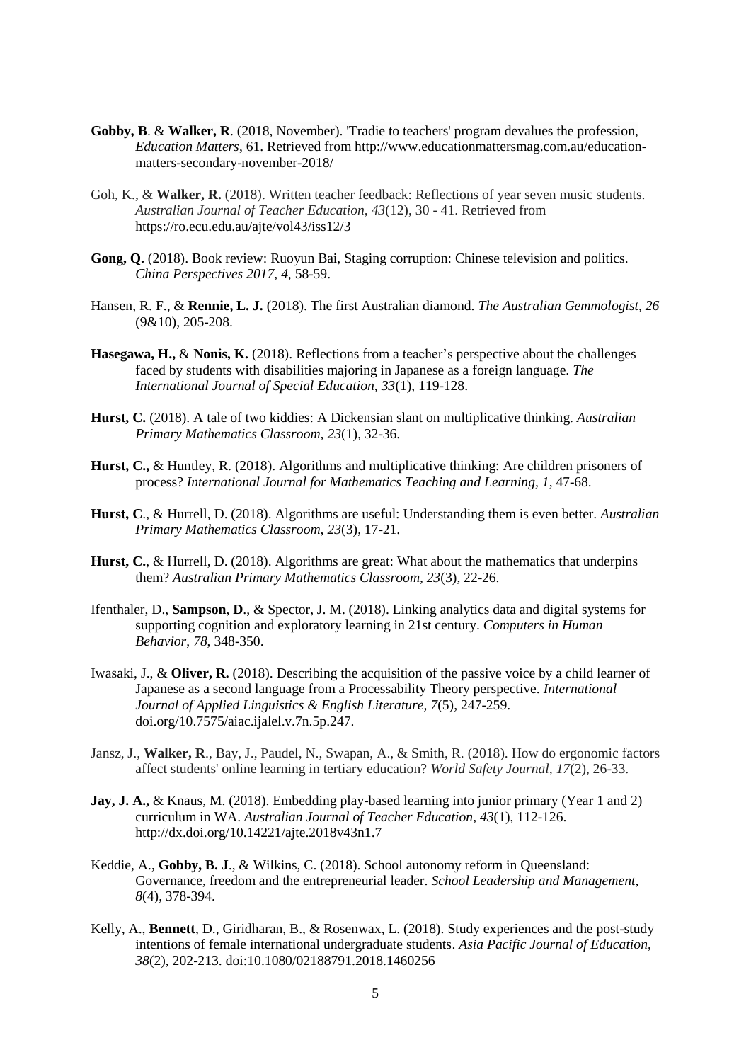**Gobby, B**. & **Walker, R**. (2018, November). 'Tradie to teachers' program devalues the profession, *Education Matters*, 61. Retrieved from http://www.educationmattersmag.com.au/education-matters-secondary-november-2018/

Goh, K., & **Walker, R.** (2018). Written teacher feedback: Reflections of year seven music students. *Australian Journal of Teacher Education*, *43*(12), 30 - 41. Retrieved from https://ro.ecu.edu.au/ajte/vol43/iss12/3

**Gong, Q.** (2018). Book review: Ruoyun Bai, Staging corruption: Chinese television and politics. *China Perspectives 2017, 4*, 58-59.

Hansen, R. F., & **Rennie, L. J.** (2018). The first Australian diamond. *The Australian Gemmologist, 26* (9&10), 205-208.

**Hasegawa, H.,** & **Nonis, K.** (2018). Reflections from a teacher's perspective about the challenges faced by students with disabilities majoring in Japanese as a foreign language. *The International Journal of Special Education, 33*(1), 119-128.

**Hurst, C.** (2018). A tale of two kiddies: A Dickensian slant on multiplicative thinking. *Australian Primary Mathematics Classroom, 23*(1), 32-36.

**Hurst, C.,** & Huntley, R. (2018). Algorithms and multiplicative thinking: Are children prisoners of process? *International Journal for Mathematics Teaching and Learning, 1*, 47-68.

**Hurst, C**., & Hurrell, D. (2018). Algorithms are useful: Understanding them is even better. *Australian Primary Mathematics Classroom, 23*(3), 17-21.

**Hurst, C.**, & Hurrell, D. (2018). Algorithms are great: What about the mathematics that underpins them? *Australian Primary Mathematics Classroom, 23*(3), 22-26.

Ifenthaler, D., **Sampson**, **D**., & Spector, J. M. (2018). Linking analytics data and digital systems for supporting cognition and exploratory learning in 21st century. *Computers in Human Behavior, 78*, 348-350.

Iwasaki, J., & **Oliver, R.** (2018). Describing the acquisition of the passive voice by a child learner of Japanese as a second language from a Processability Theory perspective. *International Journal of Applied Linguistics & English Literature, 7*(5), 247-259. doi.org/10.7575/aiac.ijalel.v.7n.5p.247.

Jansz, J., **Walker, R**., Bay, J., Paudel, N., Swapan, A., & Smith, R. (2018). How do ergonomic factors affect students' online learning in tertiary education? *World Safety Journal, 17*(2), 26-33.

**Jay, J. A.,** & Knaus, M. (2018). Embedding play-based learning into junior primary (Year 1 and 2) curriculum in WA. *Australian Journal of Teacher Education, 43*(1), 112-126. http://dx.doi.org/10.14221/ajte.2018v43n1.7

Keddie, A., **Gobby, B. J**., & Wilkins, C. (2018). School autonomy reform in Queensland: Governance, freedom and the entrepreneurial leader. *School Leadership and Management, 8*(4), 378-394.

Kelly, A., **Bennett**, D., Giridharan, B., & Rosenwax, L. (2018). Study experiences and the post-study intentions of female international undergraduate students. *Asia Pacific Journal of Education*, *38*(2), 202-213. doi:10.1080/02188791.2018.1460256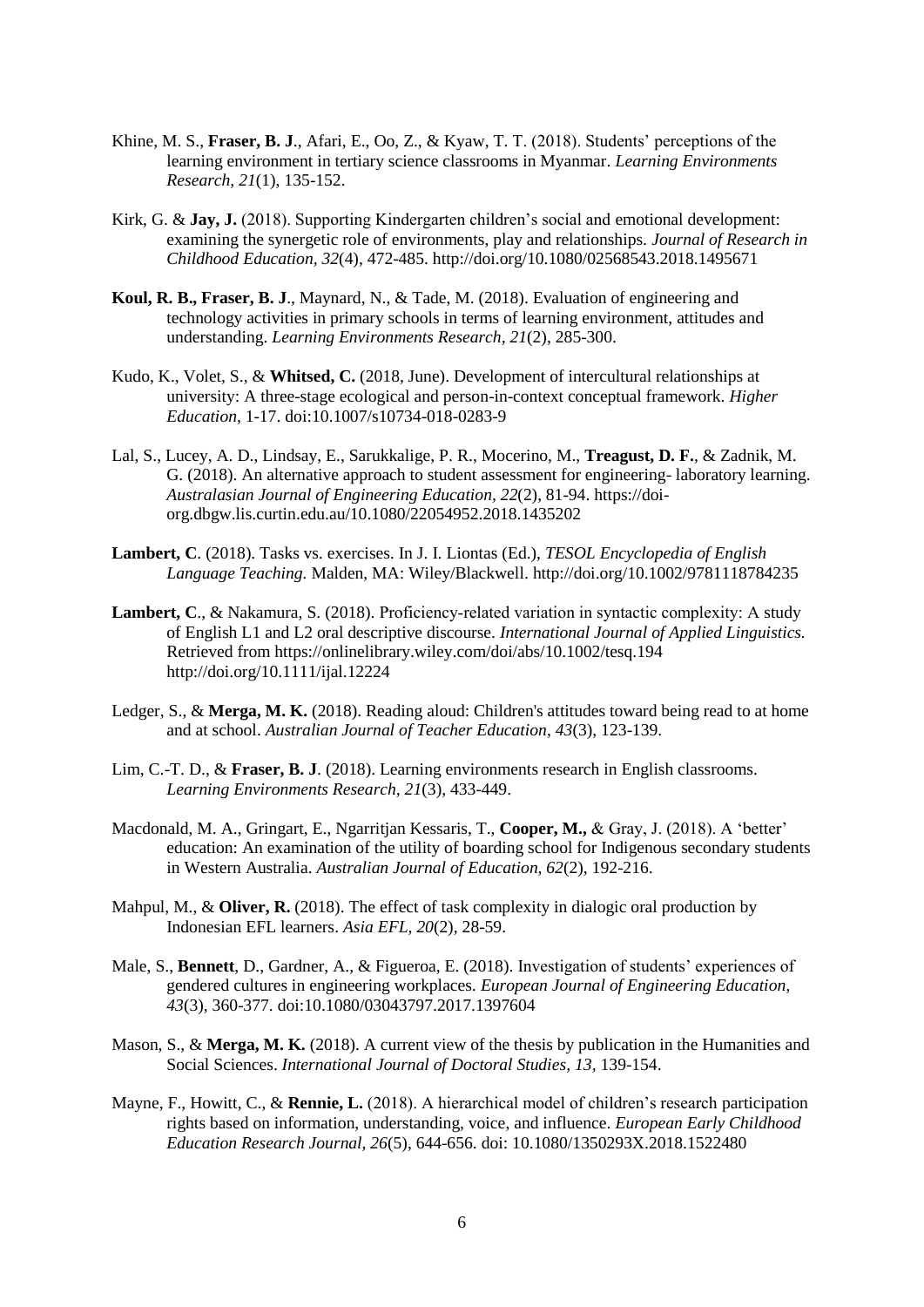Khine, M. S., **Fraser, B. J**., Afari, E., Oo, Z., & Kyaw, T. T. (2018). Students' perceptions of the learning environment in tertiary science classrooms in Myanmar. *Learning Environments Research, 21*(1), 135-152.

Kirk, G. & **Jay, J.** (2018). Supporting Kindergarten children's social and emotional development: examining the synergetic role of environments, play and relationships. *Journal of Research in Childhood Education, 32*(4), 472-485. http://doi.org/10.1080/02568543.2018.1495671

**Koul, R. B., Fraser, B. J**., Maynard, N., & Tade, M. (2018). Evaluation of engineering and technology activities in primary schools in terms of learning environment, attitudes and understanding. *Learning Environments Research, 21*(2), 285-300.

Kudo, K., Volet, S., & **Whitsed, C.** (2018, June). Development of intercultural relationships at university: A three-stage ecological and person-in-context conceptual framework. *Higher Education*, 1-17. doi:10.1007/s10734-018-0283-9

Lal, S., Lucey, A. D., Lindsay, E., Sarukkalige, P. R., Mocerino, M., **Treagust, D. F.**, & Zadnik, M. G. (2018). An alternative approach to student assessment for engineering- laboratory learning. *Australasian Journal of Engineering Education, 22*(2), 81-94. https://doi-org.dbgw.lis.curtin.edu.au/10.1080/22054952.2018.1435202

**Lambert, C**. (2018). Tasks vs. exercises. In J. I. Liontas (Ed.), *TESOL Encyclopedia of English Language Teaching.* Malden, MA: Wiley/Blackwell. http://doi.org/10.1002/9781118784235

**Lambert, C**., & Nakamura, S. (2018). Proficiency-related variation in syntactic complexity: A study of English L1 and L2 oral descriptive discourse. *International Journal of Applied Linguistics.* Retrieved from https://onlinelibrary.wiley.com/doi/abs/10.1002/tesq.194 http://doi.org/10.1111/ijal.12224

Ledger, S., & **Merga, M. K.** (2018). Reading aloud: Children's attitudes toward being read to at home and at school. *Australian Journal of Teacher Education, 43*(3), 123-139.

Lim, C.-T. D., & **Fraser, B. J**. (2018). Learning environments research in English classrooms. *Learning Environments Research, 21*(3), 433-449.

Macdonald, M. A., Gringart, E., Ngarritjan Kessaris, T., **Cooper, M.,** & Gray, J. (2018). A 'better' education: An examination of the utility of boarding school for Indigenous secondary students in Western Australia. *Australian Journal of Education, 62*(2), 192-216.

Mahpul, M., & **Oliver, R.** (2018). The effect of task complexity in dialogic oral production by Indonesian EFL learners. *Asia EFL, 20*(2), 28-59.

Male, S., **Bennett**, D., Gardner, A., & Figueroa, E. (2018). Investigation of students' experiences of gendered cultures in engineering workplaces. *European Journal of Engineering Education*, *43*(3), 360-377. doi:10.1080/03043797.2017.1397604

Mason, S., & **Merga, M. K.** (2018). A current view of the thesis by publication in the Humanities and Social Sciences. *International Journal of Doctoral Studies, 13*, 139-154.

Mayne, F., Howitt, C., & **Rennie, L.** (2018). A hierarchical model of children's research participation rights based on information, understanding, voice, and influence. *European Early Childhood Education Research Journal, 26*(5), 644-656. doi: 10.1080/1350293X.2018.1522480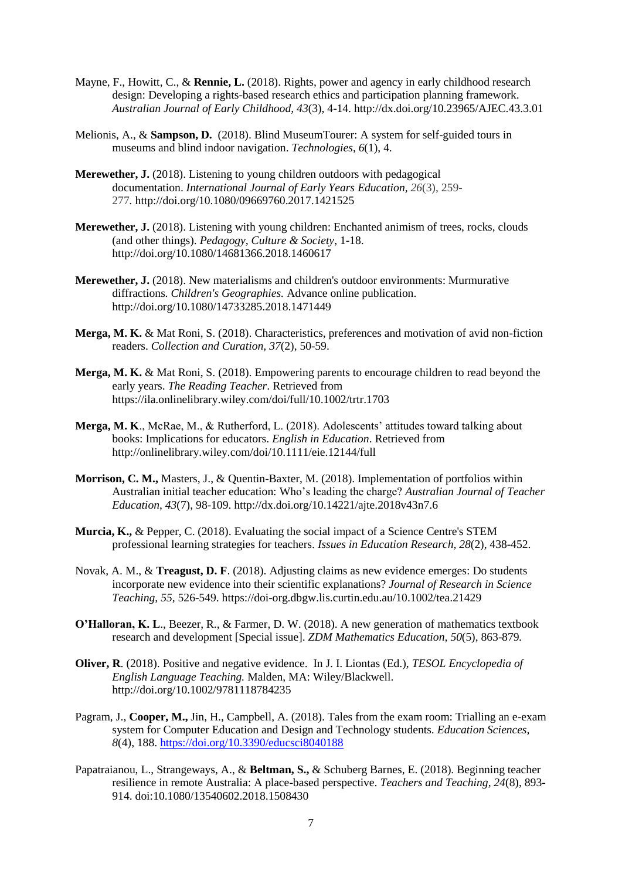Mayne, F., Howitt, C., & **Rennie, L.** (2018). Rights, power and agency in early childhood research design: Developing a rights-based research ethics and participation planning framework. *Australian Journal of Early Childhood, 43*(3), 4-14. http://dx.doi.org/10.23965/AJEC.43.3.01

Melionis, A., & **Sampson, D.** (2018). Blind MuseumTourer: A system for self-guided tours in museums and blind indoor navigation. *Technologies, 6*(1), 4.

**Merewether, J.** (2018). Listening to young children outdoors with pedagogical documentation. *International Journal of Early Years Education, 26*(3), 259-277. http://doi.org/10.1080/09669760.2017.1421525

**Merewether, J.** (2018). Listening with young children: Enchanted animism of trees, rocks, clouds (and other things). *Pedagogy, Culture & Society*, 1-18. http://doi.org/10.1080/14681366.2018.1460617

**Merewether, J.** (2018). New materialisms and children's outdoor environments: Murmurative diffractions. *Children's Geographies.* Advance online publication. http://doi.org/10.1080/14733285.2018.1471449

**Merga, M. K.** & Mat Roni, S. (2018). Characteristics, preferences and motivation of avid non-fiction readers. *Collection and Curation, 37*(2), 50-59.

**Merga, M. K.** & Mat Roni, S. (2018). Empowering parents to encourage children to read beyond the early years. *The Reading Teacher*. Retrieved from https://ila.onlinelibrary.wiley.com/doi/full/10.1002/trtr.1703

**Merga, M. K**., McRae, M., & Rutherford, L. (2018). Adolescents' attitudes toward talking about books: Implications for educators. *English in Education*. Retrieved from http://onlinelibrary.wiley.com/doi/10.1111/eie.12144/full

**Morrison, C. M.,** Masters, J., & Quentin-Baxter, M. (2018). Implementation of portfolios within Australian initial teacher education: Who's leading the charge? *Australian Journal of Teacher Education, 43*(7), 98-109. http://dx.doi.org/10.14221/ajte.2018v43n7.6

**Murcia, K.,** & Pepper, C. (2018). Evaluating the social impact of a Science Centre's STEM professional learning strategies for teachers. *Issues in Education Research, 28*(2), 438-452.

Novak, A. M., & **Treagust, D. F**. (2018). Adjusting claims as new evidence emerges: Do students incorporate new evidence into their scientific explanations? *Journal of Research in Science Teaching, 55*, 526-549. https://doi-org.dbgw.lis.curtin.edu.au/10.1002/tea.21429

**O'Halloran, K. L**., Beezer, R., & Farmer, D. W. (2018). A new generation of mathematics textbook research and development [Special issue]. *ZDM Mathematics Education, 50*(5), 863-879.

**Oliver, R**. (2018). Positive and negative evidence. In J. I. Liontas (Ed.), *TESOL Encyclopedia of English Language Teaching.* Malden, MA: Wiley/Blackwell. http://doi.org/10.1002/9781118784235

Pagram, J., **Cooper, M.,** Jin, H., Campbell, A. (2018). Tales from the exam room: Trialling an e-exam system for Computer Education and Design and Technology students. *Education Sciences, 8*(4), 188. https://doi.org/10.3390/educsci8040188

Papatraianou, L., Strangeways, A., & **Beltman, S.,** & Schuberg Barnes, E. (2018). Beginning teacher resilience in remote Australia: A place-based perspective. *Teachers and Teaching, 24*(8), 893-914. doi:10.1080/13540602.2018.1508430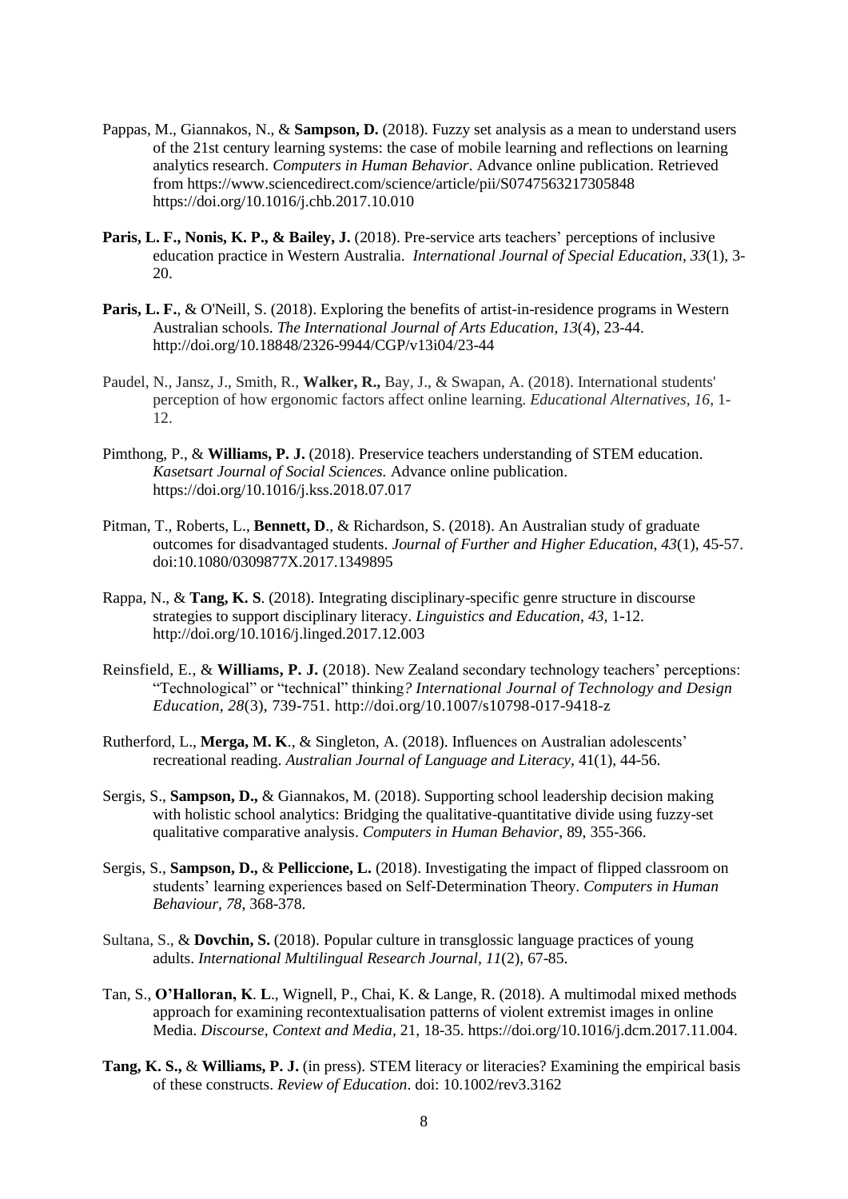Pappas, M., Giannakos, N., & **Sampson, D.** (2018). Fuzzy set analysis as a mean to understand users of the 21st century learning systems: the case of mobile learning and reflections on learning analytics research. *Computers in Human Behavior*. Advance online publication. Retrieved from https://www.sciencedirect.com/science/article/pii/S0747563217305848 https://doi.org/10.1016/j.chb.2017.10.010

**Paris, L. F., Nonis, K. P., & Bailey, J.** (2018). Pre-service arts teachers' perceptions of inclusive education practice in Western Australia. *International Journal of Special Education, 33*(1), 3-20.

**Paris, L. F.**, & O'Neill, S. (2018). Exploring the benefits of artist-in-residence programs in Western Australian schools. *The International Journal of Arts Education, 13*(4), 23-44. http://doi.org/10.18848/2326-9944/CGP/v13i04/23-44

Paudel, N., Jansz, J., Smith, R., **Walker, R.,** Bay, J., & Swapan, A. (2018). International students' perception of how ergonomic factors affect online learning. *Educational Alternatives*, *16*, 1-12.

Pimthong, P., & **Williams, P. J.** (2018). Preservice teachers understanding of STEM education. *Kasetsart Journal of Social Sciences.* Advance online publication. https://doi.org/10.1016/j.kss.2018.07.017

Pitman, T., Roberts, L., **Bennett, D**., & Richardson, S. (2018). An Australian study of graduate outcomes for disadvantaged students. *Journal of Further and Higher Education*, *43*(1), 45-57. doi:10.1080/0309877X.2017.1349895

Rappa, N., & **Tang, K. S**. (2018). Integrating disciplinary-specific genre structure in discourse strategies to support disciplinary literacy. *Linguistics and Education*, *43*, 1-12. http://doi.org/10.1016/j.linged.2017.12.003

Reinsfield, E., & **Williams, P. J.** (2018). New Zealand secondary technology teachers' perceptions: "Technological" or "technical" thinking*? International Journal of Technology and Design Education*, *28*(3), 739-751. http://doi.org/10.1007/s10798-017-9418-z

Rutherford, L., **Merga, M. K**., & Singleton, A. (2018). Influences on Australian adolescents' recreational reading. *Australian Journal of Language and Literacy*, 41(1), 44-56.

Sergis, S., **Sampson, D.,** & Giannakos, M. (2018). Supporting school leadership decision making with holistic school analytics: Bridging the qualitative-quantitative divide using fuzzy-set qualitative comparative analysis. *Computers in Human Behavior*, 89, 355-366.

Sergis, S., **Sampson, D.,** & **Pelliccione, L.** (2018). Investigating the impact of flipped classroom on students' learning experiences based on Self-Determination Theory. *Computers in Human Behaviour*, *78*, 368-378.

Sultana, S., & **Dovchin, S.** (2018). Popular culture in transglossic language practices of young adults. *International Multilingual Research Journal*, *11*(2), 67-85.

Tan, S., **O'Halloran, K**. **L**., Wignell, P., Chai, K. & Lange, R. (2018). A multimodal mixed methods approach for examining recontextualisation patterns of violent extremist images in online Media. *Discourse, Context and Media*, 21, 18-35. https://doi.org/10.1016/j.dcm.2017.11.004.

**Tang, K. S.,** & **Williams, P. J.** (in press). STEM literacy or literacies? Examining the empirical basis of these constructs. *Review of Education*. doi: 10.1002/rev3.3162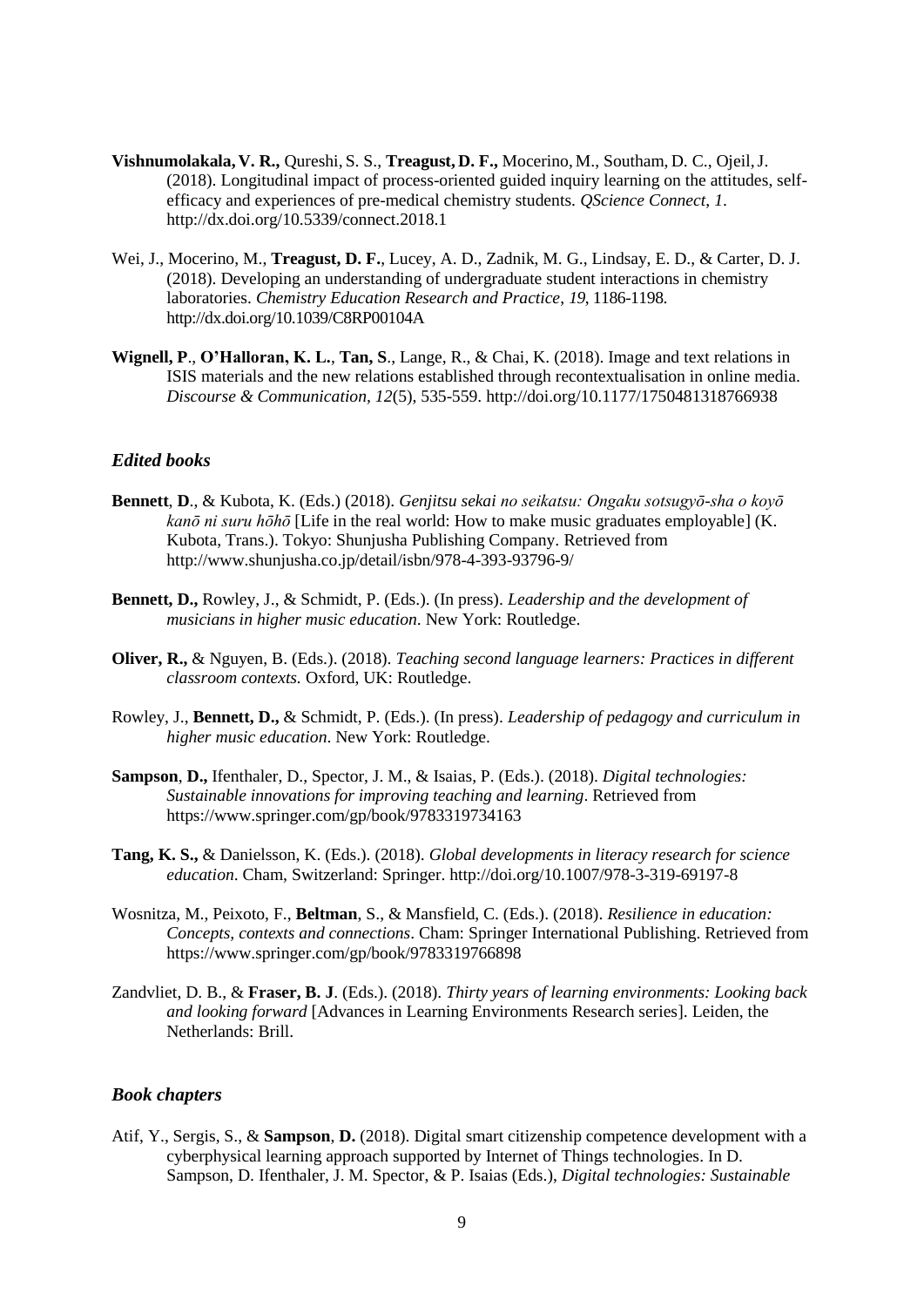**Vishnumolakala, V. R.,** Qureshi, S. S., **Treagust, D. F.,** Mocerino, M., Southam, D. C., Ojeil, J. (2018). Longitudinal impact of process-oriented guided inquiry learning on the attitudes, self-efficacy and experiences of pre-medical chemistry students. *QScience Connect, 1*. http://dx.doi.org/10.5339/connect.2018.1

Wei, J., Mocerino, M., **Treagust, D. F.**, Lucey, A. D., Zadnik, M. G., Lindsay, E. D., & Carter, D. J. (2018). Developing an understanding of undergraduate student interactions in chemistry laboratories. *Chemistry Education Research and Practice, 19*, 1186-1198. http://dx.doi.org/10.1039/C8RP00104A

**Wignell, P**., **O'Halloran, K. L.**, **Tan, S**., Lange, R., & Chai, K. (2018). Image and text relations in ISIS materials and the new relations established through recontextualisation in online media. *Discourse & Communication, 12*(5), 535-559. http://doi.org/10.1177/1750481318766938

### *Edited books*

**Bennett**, **D**., & Kubota, K. (Eds.) (2018). *Genjitsu sekai no seikatsu: Ongaku sotsugyō-sha o koyō kanō ni suru hōhō* [Life in the real world: How to make music graduates employable] (K. Kubota, Trans.). Tokyo: Shunjusha Publishing Company. Retrieved from http://www.shunjusha.co.jp/detail/isbn/978-4-393-93796-9/

**Bennett, D.,** Rowley, J., & Schmidt, P. (Eds.). (In press). *Leadership and the development of musicians in higher music education*. New York: Routledge.

**Oliver, R.,** & Nguyen, B. (Eds.). (2018). *Teaching second language learners: Practices in different classroom contexts.* Oxford, UK: Routledge.

Rowley, J., **Bennett, D.,** & Schmidt, P. (Eds.). (In press). *Leadership of pedagogy and curriculum in higher music education*. New York: Routledge.

**Sampson**, **D.,** Ifenthaler, D., Spector, J. M., & Isaias, P. (Eds.). (2018). *Digital technologies: Sustainable innovations for improving teaching and learning*. Retrieved from https://www.springer.com/gp/book/9783319734163

**Tang, K. S.,** & Danielsson, K. (Eds.). (2018). *Global developments in literacy research for science education*. Cham, Switzerland: Springer. http://doi.org/10.1007/978-3-319-69197-8

Wosnitza, M., Peixoto, F., **Beltman**, S., & Mansfield, C. (Eds.). (2018). *Resilience in education: Concepts, contexts and connections*. Cham: Springer International Publishing. Retrieved from https://www.springer.com/gp/book/9783319766898

Zandvliet, D. B., & **Fraser, B. J**. (Eds.). (2018). *Thirty years of learning environments: Looking back and looking forward* [Advances in Learning Environments Research series]. Leiden, the Netherlands: Brill.

### *Book chapters*

Atif, Y., Sergis, S., & **Sampson**, **D.** (2018). Digital smart citizenship competence development with a cyberphysical learning approach supported by Internet of Things technologies. In D. Sampson, D. Ifenthaler, J. M. Spector, & P. Isaias (Eds.), *Digital technologies: Sustainable*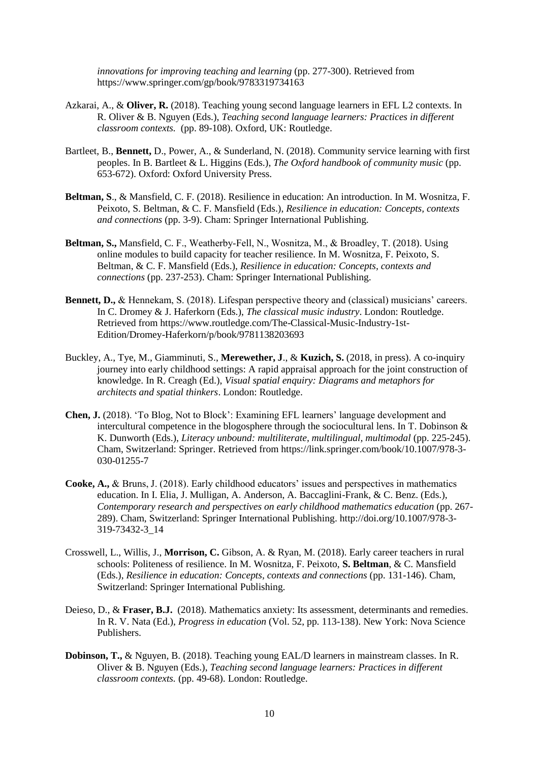*innovations for improving teaching and learning* (pp. 277-300). Retrieved from https://www.springer.com/gp/book/9783319734163

Azkarai, A., & **Oliver, R.** (2018). Teaching young second language learners in EFL L2 contexts. In R. Oliver & B. Nguyen (Eds.), *Teaching second language learners: Practices in different classroom contexts.* (pp. 89-108). Oxford, UK: Routledge.

Bartleet, B., **Bennett,** D., Power, A., & Sunderland, N. (2018). Community service learning with first peoples. In B. Bartleet & L. Higgins (Eds.), *The Oxford handbook of community music* (pp. 653-672). Oxford: Oxford University Press.

**Beltman, S**., & Mansfield, C. F. (2018). Resilience in education: An introduction. In M. Wosnitza, F. Peixoto, S. Beltman, & C. F. Mansfield (Eds.), *Resilience in education: Concepts, contexts and connections* (pp. 3-9). Cham: Springer International Publishing.

**Beltman, S.,** Mansfield, C. F., Weatherby-Fell, N., Wosnitza, M., & Broadley, T. (2018). Using online modules to build capacity for teacher resilience. In M. Wosnitza, F. Peixoto, S. Beltman, & C. F. Mansfield (Eds.), *Resilience in education: Concepts, contexts and connections* (pp. 237-253). Cham: Springer International Publishing.

**Bennett, D.,** & Hennekam, S. (2018). Lifespan perspective theory and (classical) musicians' careers. In C. Dromey & J. Haferkorn (Eds.), *The classical music industry*. London: Routledge. Retrieved from https://www.routledge.com/The-Classical-Music-Industry-1st-Edition/Dromey-Haferkorn/p/book/9781138203693

Buckley, A., Tye, M., Giamminuti, S., **Merewether, J**., & **Kuzich, S.** (2018, in press). A co-inquiry journey into early childhood settings: A rapid appraisal approach for the joint construction of knowledge. In R. Creagh (Ed.), *Visual spatial enquiry: Diagrams and metaphors for architects and spatial thinkers*. London: Routledge.

**Chen, J.** (2018). 'To Blog, Not to Block': Examining EFL learners' language development and intercultural competence in the blogosphere through the sociocultural lens. In T. Dobinson & K. Dunworth (Eds.), *Literacy unbound: multiliterate, multilingual, multimodal* (pp. 225-245). Cham, Switzerland: Springer. Retrieved from https://link.springer.com/book/10.1007/978-3-030-01255-7

**Cooke, A.,** & Bruns, J. (2018). Early childhood educators' issues and perspectives in mathematics education. In I. Elia, J. Mulligan, A. Anderson, A. Baccaglini-Frank, & C. Benz. (Eds.), *Contemporary research and perspectives on early childhood mathematics education* (pp. 267-289). Cham, Switzerland: Springer International Publishing. http://doi.org/10.1007/978-3-319-73432-3_14

Crosswell, L., Willis, J., **Morrison, C.** Gibson, A. & Ryan, M. (2018). Early career teachers in rural schools: Politeness of resilience. In M. Wosnitza, F. Peixoto, **S. Beltman**, & C. Mansfield (Eds.), *Resilience in education: Concepts, contexts and connections* (pp. 131-146). Cham, Switzerland: Springer International Publishing.

Deieso, D., & **Fraser, B.J.** (2018). Mathematics anxiety: Its assessment, determinants and remedies. In R. V. Nata (Ed.), *Progress in education* (Vol. 52, pp. 113-138). New York: Nova Science Publishers.

**Dobinson, T.,** & Nguyen, B. (2018). Teaching young EAL/D learners in mainstream classes. In R. Oliver & B. Nguyen (Eds.), *Teaching second language learners: Practices in different classroom contexts.* (pp. 49-68). London: Routledge.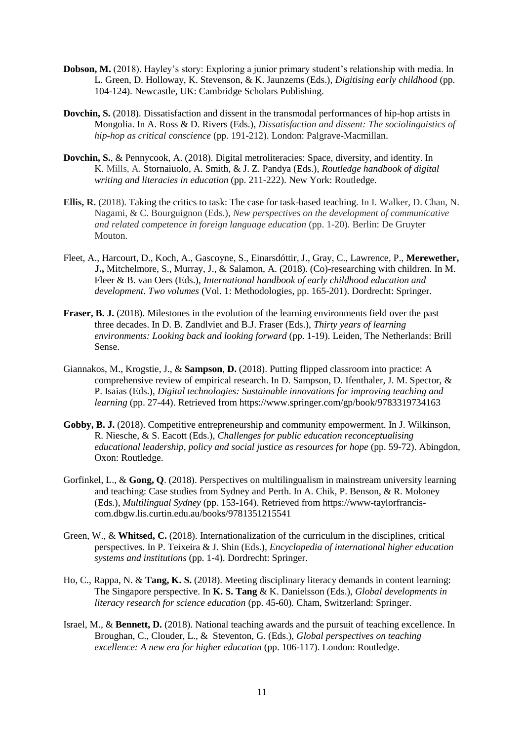**Dobson, M.** (2018). Hayley's story: Exploring a junior primary student's relationship with media. In L. Green, D. Holloway, K. Stevenson, & K. Jaunzems (Eds.), *Digitising early childhood* (pp. 104-124). Newcastle, UK: Cambridge Scholars Publishing.

**Dovchin, S.** (2018). Dissatisfaction and dissent in the transmodal performances of hip-hop artists in Mongolia. In A. Ross & D. Rivers (Eds.), *Dissatisfaction and dissent: The sociolinguistics of hip-hop as critical conscience* (pp. 191-212). London: Palgrave-Macmillan.

**Dovchin, S.**, & Pennycook, A. (2018). Digital metroliteracies: Space, diversity, and identity. In K. Mills, A. Stornaiuolo, A. Smith, & J. Z. Pandya (Eds.), *Routledge handbook of digital writing and literacies in education* (pp. 211-222). New York: Routledge.

**Ellis, R.** (2018). Taking the critics to task: The case for task-based teaching. In I. Walker, D. Chan, N. Nagami, & C. Bourguignon (Eds.), *New perspectives on the development of communicative and related competence in foreign language education* (pp. 1-20). Berlin: De Gruyter Mouton.

Fleet, A., Harcourt, D., Koch, A., Gascoyne, S., Einarsdóttir, J., Gray, C., Lawrence, P., **Merewether, J.,** Mitchelmore, S., Murray, J., & Salamon, A. (2018). (Co)-researching with children. In M. Fleer & B. van Oers (Eds.), *International handbook of early childhood education and development. Two volumes* (Vol. 1: Methodologies, pp. 165-201). Dordrecht: Springer.

**Fraser, B. J.** (2018). Milestones in the evolution of the learning environments field over the past three decades. In D. B. Zandlviet and B.J. Fraser (Eds.), *Thirty years of learning environments: Looking back and looking forward* (pp. 1-19). Leiden, The Netherlands: Brill Sense.

Giannakos, M., Krogstie, J., & **Sampson**, **D.** (2018). Putting flipped classroom into practice: A comprehensive review of empirical research. In D. Sampson, D. Ifenthaler, J. M. Spector, & P. Isaias (Eds.), *Digital technologies: Sustainable innovations for improving teaching and learning* (pp. 27-44). Retrieved from https://www.springer.com/gp/book/9783319734163

**Gobby, B. J.** (2018). Competitive entrepreneurship and community empowerment. In J. Wilkinson, R. Niesche, & S. Eacott (Eds.), *Challenges for public education reconceptualising educational leadership, policy and social justice as resources for hope* (pp. 59-72). Abingdon, Oxon: Routledge.

Gorfinkel, L., & **Gong, Q**. (2018). Perspectives on multilingualism in mainstream university learning and teaching: Case studies from Sydney and Perth. In A. Chik, P. Benson, & R. Moloney (Eds.), *Multilingual Sydney* (pp. 153-164). Retrieved from https://www-taylorfrancis-com.dbgw.lis.curtin.edu.au/books/9781351215541

Green, W., & **Whitsed, C.** (2018). Internationalization of the curriculum in the disciplines, critical perspectives. In P. Teixeira & J. Shin (Eds.), *Encyclopedia of international higher education systems and institutions* (pp. 1-4). Dordrecht: Springer.

Ho, C., Rappa, N. & **Tang, K. S.** (2018). Meeting disciplinary literacy demands in content learning: The Singapore perspective. In **K. S. Tang** & K. Danielsson (Eds.), *Global developments in literacy research for science education* (pp. 45-60). Cham, Switzerland: Springer.

Israel, M., & **Bennett, D.** (2018). National teaching awards and the pursuit of teaching excellence. In Broughan, C., Clouder, L., & Steventon, G. (Eds.), *Global perspectives on teaching excellence: A new era for higher education* (pp. 106-117). London: Routledge.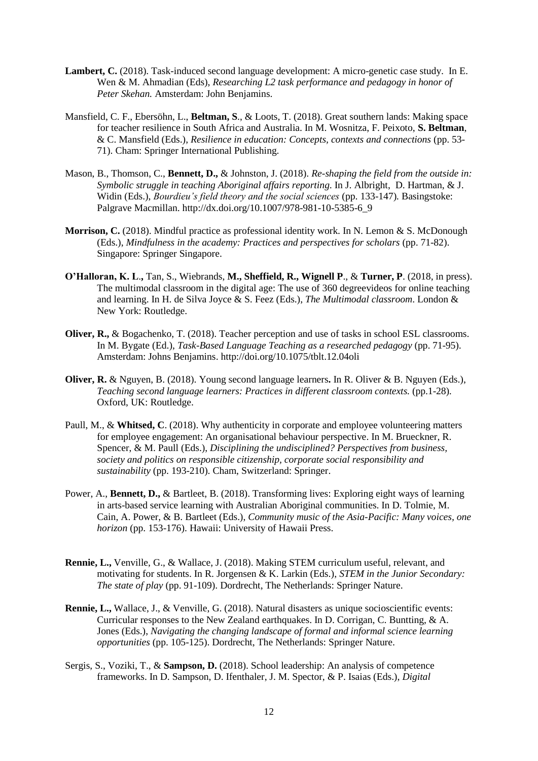**Lambert, C.** (2018). Task-induced second language development: A micro-genetic case study. In E. Wen & M. Ahmadian (Eds), *Researching L2 task performance and pedagogy in honor of Peter Skehan.* Amsterdam: John Benjamins.

Mansfield, C. F., Ebersöhn, L., **Beltman, S**., & Loots, T. (2018). Great southern lands: Making space for teacher resilience in South Africa and Australia. In M. Wosnitza, F. Peixoto, **S. Beltman**, & C. Mansfield (Eds.), *Resilience in education: Concepts, contexts and connections* (pp. 53-71). Cham: Springer International Publishing.

Mason, B., Thomson, C., **Bennett, D.,** & Johnston, J. (2018). *Re-shaping the field from the outside in: Symbolic struggle in teaching Aboriginal affairs reporting*. In J. Albright, D. Hartman, & J. Widin (Eds.), *Bourdieu's field theory and the social sciences* (pp. 133-147). Basingstoke: Palgrave Macmillan. http://dx.doi.org/10.1007/978-981-10-5385-6_9

**Morrison, C.** (2018). Mindful practice as professional identity work. In N. Lemon & S. McDonough (Eds.), *Mindfulness in the academy: Practices and perspectives for scholars* (pp. 71-82). Singapore: Springer Singapore.

**O'Halloran, K. L.,** Tan, S., Wiebrands, **M., Sheffield, R., Wignell P**., & **Turner, P**. (2018, in press). The multimodal classroom in the digital age: The use of 360 degreevideos for online teaching and learning. In H. de Silva Joyce & S. Feez (Eds.), *The Multimodal classroom*. London & New York: Routledge.

**Oliver, R.,** & Bogachenko, T. (2018). Teacher perception and use of tasks in school ESL classrooms. In M. Bygate (Ed.), *Task-Based Language Teaching as a researched pedagogy* (pp. 71-95). Amsterdam: Johns Benjamins. http://doi.org/10.1075/tblt.12.04oli

**Oliver, R.** & Nguyen, B. (2018). Young second language learners**.** In R. Oliver & B. Nguyen (Eds.), *Teaching second language learners: Practices in different classroom contexts.* (pp.1-28). Oxford, UK: Routledge.

Paull, M., & **Whitsed, C**. (2018). Why authenticity in corporate and employee volunteering matters for employee engagement: An organisational behaviour perspective. In M. Brueckner, R. Spencer, & M. Paull (Eds.), *Disciplining the undisciplined? Perspectives from business, society and politics on responsible citizenship, corporate social responsibility and sustainability* (pp. 193-210). Cham, Switzerland: Springer.

Power, A., **Bennett, D.,** & Bartleet, B. (2018). Transforming lives: Exploring eight ways of learning in arts-based service learning with Australian Aboriginal communities. In D. Tolmie, M. Cain, A. Power, & B. Bartleet (Eds.), *Community music of the Asia-Pacific: Many voices, one horizon* (pp. 153-176). Hawaii: University of Hawaii Press.

**Rennie, L.,** Venville, G., & Wallace, J. (2018). Making STEM curriculum useful, relevant, and motivating for students. In R. Jorgensen & K. Larkin (Eds.), *STEM in the Junior Secondary: The state of play* (pp. 91-109). Dordrecht, The Netherlands: Springer Nature.

**Rennie, L.,** Wallace, J., & Venville, G. (2018). Natural disasters as unique socioscientific events: Curricular responses to the New Zealand earthquakes. In D. Corrigan, C. Buntting, & A. Jones (Eds.), *Navigating the changing landscape of formal and informal science learning opportunities* (pp. 105-125). Dordrecht, The Netherlands: Springer Nature.

Sergis, S., Voziki, T., & **Sampson, D.** (2018). School leadership: An analysis of competence frameworks. In D. Sampson, D. Ifenthaler, J. M. Spector, & P. Isaias (Eds.), *Digital*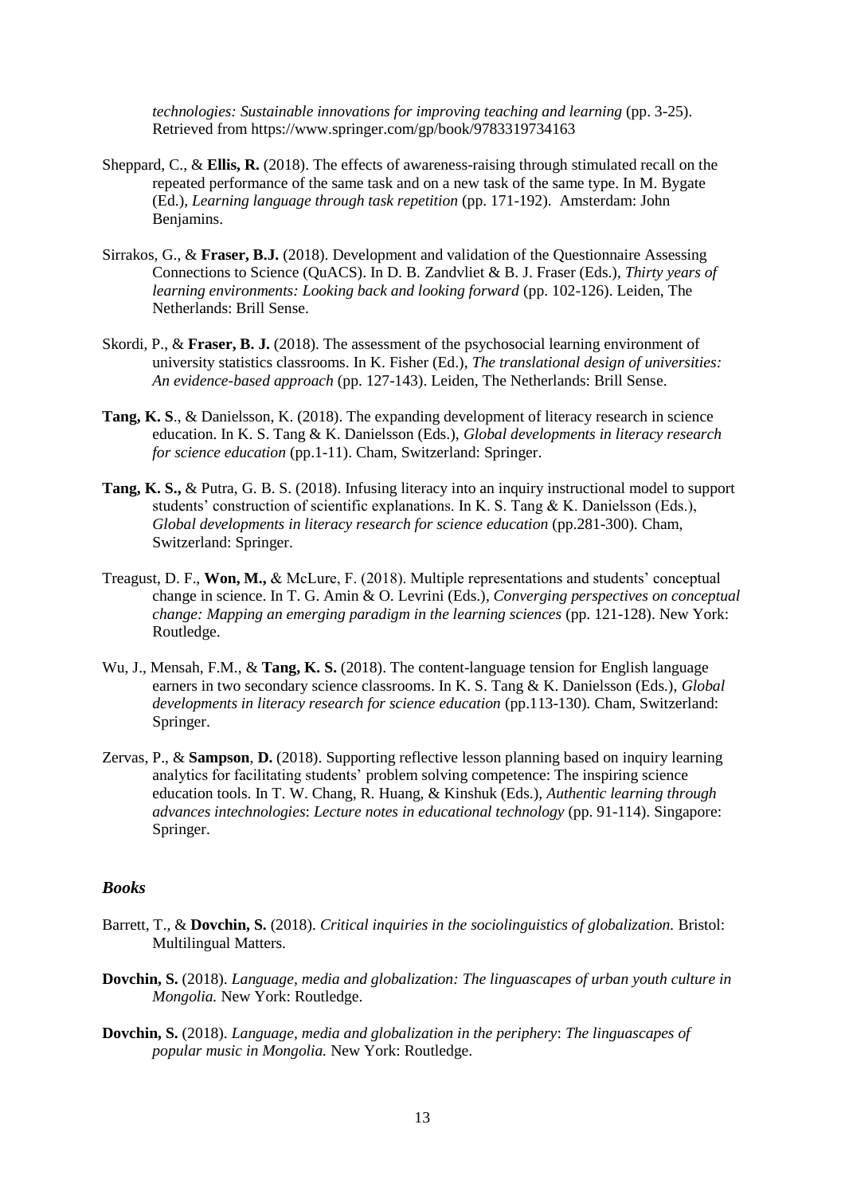*technologies: Sustainable innovations for improving teaching and learning* (pp. 3-25). Retrieved from https://www.springer.com/gp/book/9783319734163

Sheppard, C., & **Ellis, R.** (2018). The effects of awareness-raising through stimulated recall on the repeated performance of the same task and on a new task of the same type. In M. Bygate (Ed.), *Learning language through task repetition* (pp. 171-192). Amsterdam: John Benjamins.

Sirrakos, G., & **Fraser, B.J.** (2018). Development and validation of the Questionnaire Assessing Connections to Science (QuACS). In D. B. Zandvliet & B. J. Fraser (Eds.), *Thirty years of learning environments: Looking back and looking forward* (pp. 102-126). Leiden, The Netherlands: Brill Sense.

Skordi, P., & **Fraser, B. J.** (2018). The assessment of the psychosocial learning environment of university statistics classrooms. In K. Fisher (Ed.), *The translational design of universities: An evidence-based approach* (pp. 127-143). Leiden, The Netherlands: Brill Sense.

**Tang, K. S**., & Danielsson, K. (2018). The expanding development of literacy research in science education. In K. S. Tang & K. Danielsson (Eds.), *Global developments in literacy research for science education* (pp.1-11). Cham, Switzerland: Springer.

**Tang, K. S.,** & Putra, G. B. S. (2018). Infusing literacy into an inquiry instructional model to support students' construction of scientific explanations. In K. S. Tang & K. Danielsson (Eds.), *Global developments in literacy research for science education* (pp.281-300). Cham, Switzerland: Springer.

Treagust, D. F., **Won, M.,** & McLure, F. (2018). Multiple representations and students' conceptual change in science. In T. G. Amin & O. Levrini (Eds.), *Converging perspectives on conceptual change: Mapping an emerging paradigm in the learning sciences* (pp. 121-128). New York: Routledge.

Wu, J., Mensah, F.M., & **Tang, K. S.** (2018). The content-language tension for English language earners in two secondary science classrooms. In K. S. Tang & K. Danielsson (Eds.), *Global developments in literacy research for science education* (pp.113-130). Cham, Switzerland: Springer.

Zervas, P., & **Sampson**, **D.** (2018). Supporting reflective lesson planning based on inquiry learning analytics for facilitating students' problem solving competence: The inspiring science education tools. In T. W. Chang, R. Huang, & Kinshuk (Eds.), *Authentic learning through advances intechnologies*: *Lecture notes in educational technology* (pp. 91-114). Singapore: Springer.

### *Books*

Barrett, T., & **Dovchin, S.** (2018). *Critical inquiries in the sociolinguistics of globalization.* Bristol: Multilingual Matters.

**Dovchin, S.** (2018). *Language, media and globalization: The linguascapes of urban youth culture in Mongolia.* New York: Routledge.

**Dovchin, S.** (2018). *Language, media and globalization in the periphery*: *The linguascapes of popular music in Mongolia.* New York: Routledge.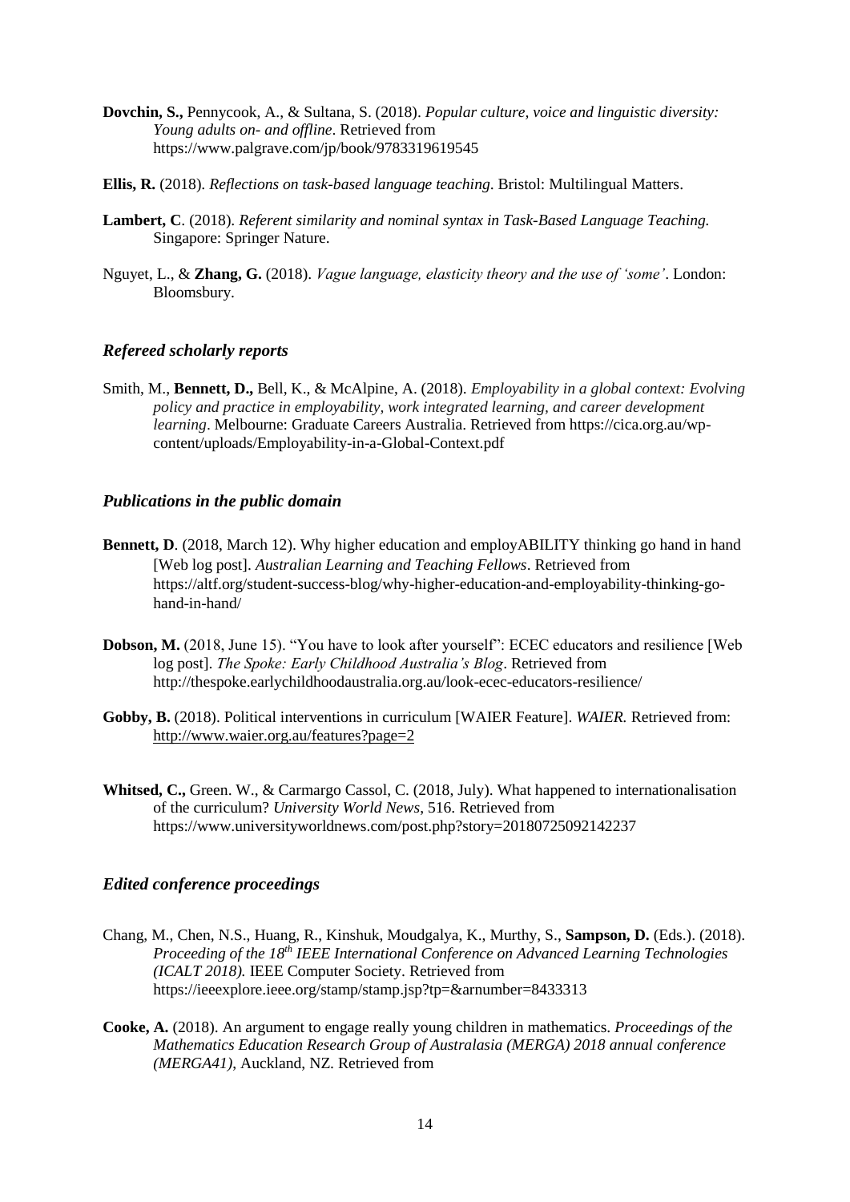**Dovchin, S.,** Pennycook, A., & Sultana, S. (2018). *Popular culture, voice and linguistic diversity: Young adults on- and offline*. Retrieved from https://www.palgrave.com/jp/book/9783319619545

**Ellis, R.** (2018). *Reflections on task-based language teaching*. Bristol: Multilingual Matters.

**Lambert, C**. (2018). *Referent similarity and nominal syntax in Task-Based Language Teaching.* Singapore: Springer Nature.

Nguyet, L., & **Zhang, G.** (2018). *Vague language, elasticity theory and the use of 'some'*. London: Bloomsbury.

### *Refereed scholarly reports*

Smith, M., **Bennett, D.,** Bell, K., & McAlpine, A. (2018). *Employability in a global context: Evolving policy and practice in employability, work integrated learning, and career development learning*. Melbourne: Graduate Careers Australia. Retrieved from https://cica.org.au/wp-content/uploads/Employability-in-a-Global-Context.pdf

### *Publications in the public domain*

**Bennett, D**. (2018, March 12). Why higher education and employABILITY thinking go hand in hand [Web log post]. *Australian Learning and Teaching Fellows*. Retrieved from https://altf.org/student-success-blog/why-higher-education-and-employability-thinking-go-hand-in-hand/

**Dobson, M.** (2018, June 15). "You have to look after yourself": ECEC educators and resilience [Web log post]. *The Spoke: Early Childhood Australia's Blog*. Retrieved from http://thespoke.earlychildhoodaustralia.org.au/look-ecec-educators-resilience/

**Gobby, B.** (2018). Political interventions in curriculum [WAIER Feature]. *WAIER.* Retrieved from: http://www.waier.org.au/features?page=2

**Whitsed, C.,** Green. W., & Carmargo Cassol, C. (2018, July). What happened to internationalisation of the curriculum? *University World News*, 516. Retrieved from https://www.universityworldnews.com/post.php?story=20180725092142237

### *Edited conference proceedings*

Chang, M., Chen, N.S., Huang, R., Kinshuk, Moudgalya, K., Murthy, S., **Sampson, D.** (Eds.). (2018). *Proceeding of the 18th IEEE International Conference on Advanced Learning Technologies (ICALT 2018).* IEEE Computer Society. Retrieved from https://ieeexplore.ieee.org/stamp/stamp.jsp?tp=&arnumber=8433313

**Cooke, A.** (2018). An argument to engage really young children in mathematics. *Proceedings of the Mathematics Education Research Group of Australasia (MERGA) 2018 annual conference (MERGA41)*, Auckland, NZ. Retrieved from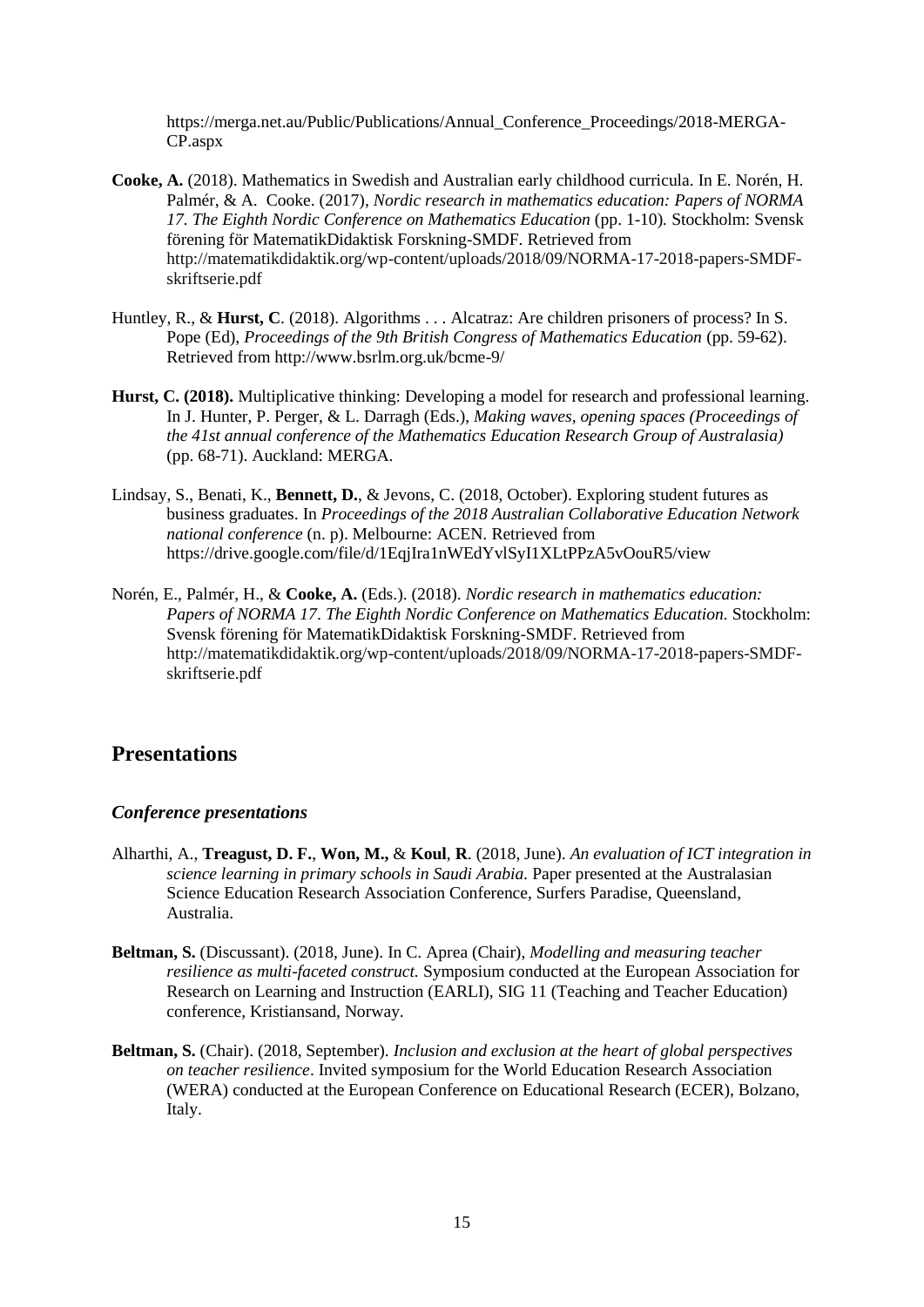https://merga.net.au/Public/Publications/Annual_Conference_Proceedings/2018-MERGA-CP.aspx

**Cooke, A.** (2018). Mathematics in Swedish and Australian early childhood curricula. In E. Norén, H. Palmér, & A. Cooke. (2017), *Nordic research in mathematics education: Papers of NORMA 17. The Eighth Nordic Conference on Mathematics Education* (pp. 1-10)*.* Stockholm: Svensk förening för MatematikDidaktisk Forskning-SMDF. Retrieved from http://matematikdidaktik.org/wp-content/uploads/2018/09/NORMA-17-2018-papers-SMDF-skriftserie.pdf

Huntley, R., & **Hurst, C**. (2018). Algorithms . . . Alcatraz: Are children prisoners of process? In S. Pope (Ed), *Proceedings of the 9th British Congress of Mathematics Education* (pp. 59-62). Retrieved from http://www.bsrlm.org.uk/bcme-9/

**Hurst, C. (2018).** Multiplicative thinking: Developing a model for research and professional learning. In J. Hunter, P. Perger, & L. Darragh (Eds.), *Making waves, opening spaces (Proceedings of the 41st annual conference of the Mathematics Education Research Group of Australasia)* (pp. 68-71). Auckland: MERGA.

Lindsay, S., Benati, K., **Bennett, D.**, & Jevons, C. (2018, October). Exploring student futures as business graduates. In *Proceedings of the 2018 Australian Collaborative Education Network national conference* (n. p). Melbourne: ACEN. Retrieved from https://drive.google.com/file/d/1EqjIra1nWEdYvlSyI1XLtPPzA5vOouR5/view

Norén, E., Palmér, H., & **Cooke, A.** (Eds.). (2018). *Nordic research in mathematics education: Papers of NORMA 17. The Eighth Nordic Conference on Mathematics Education.* Stockholm: Svensk förening för MatematikDidaktisk Forskning-SMDF. Retrieved from http://matematikdidaktik.org/wp-content/uploads/2018/09/NORMA-17-2018-papers-SMDF-skriftserie.pdf

## Presentations

### *Conference presentations*

Alharthi, A., **Treagust, D. F.**, **Won, M.,** & **Koul**, **R**. (2018, June). *An evaluation of ICT integration in science learning in primary schools in Saudi Arabia.* Paper presented at the Australasian Science Education Research Association Conference, Surfers Paradise, Queensland, Australia.

**Beltman, S.** (Discussant). (2018, June). In C. Aprea (Chair), *Modelling and measuring teacher resilience as multi-faceted construct.* Symposium conducted at the European Association for Research on Learning and Instruction (EARLI), SIG 11 (Teaching and Teacher Education) conference, Kristiansand, Norway.

**Beltman, S.** (Chair). (2018, September). *Inclusion and exclusion at the heart of global perspectives on teacher resilience*. Invited symposium for the World Education Research Association (WERA) conducted at the European Conference on Educational Research (ECER), Bolzano, Italy.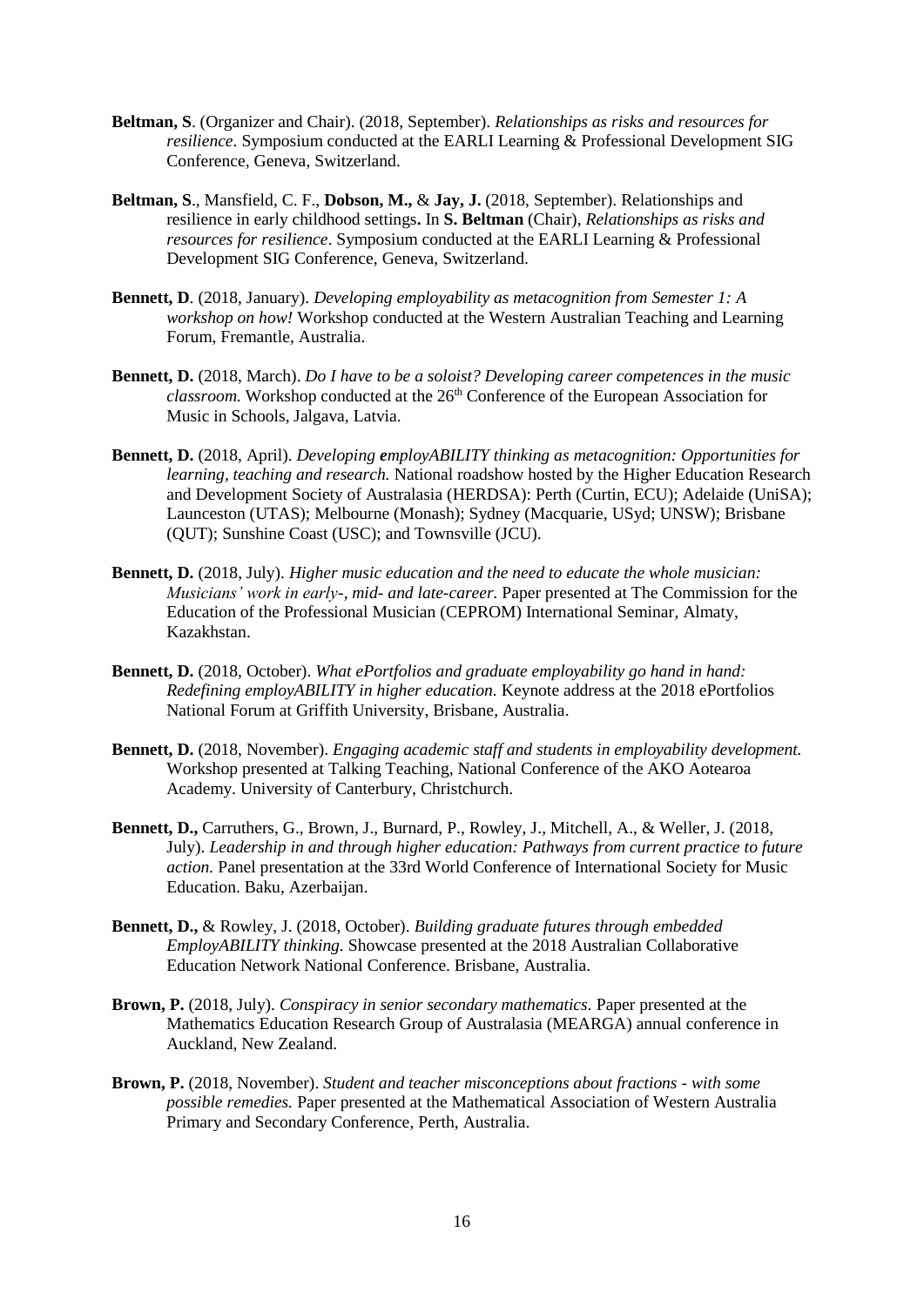**Beltman, S**. (Organizer and Chair). (2018, September). *Relationships as risks and resources for resilience*. Symposium conducted at the EARLI Learning & Professional Development SIG Conference, Geneva, Switzerland.

**Beltman, S**., Mansfield, C. F., **Dobson, M.,** & **Jay, J.** (2018, September). Relationships and resilience in early childhood settings**.** In **S. Beltman** (Chair), *Relationships as risks and resources for resilience*. Symposium conducted at the EARLI Learning & Professional Development SIG Conference, Geneva, Switzerland.

**Bennett, D**. (2018, January). *Developing employability as metacognition from Semester 1: A workshop on how!* Workshop conducted at the Western Australian Teaching and Learning Forum, Fremantle, Australia.

**Bennett, D.** (2018, March). *Do I have to be a soloist? Developing career competences in the music classroom.* Workshop conducted at the 26th Conference of the European Association for Music in Schools, Jalgava, Latvia.

**Bennett, D.** (2018, April). *Developing employABILITY thinking as metacognition: Opportunities for learning, teaching and research.* National roadshow hosted by the Higher Education Research and Development Society of Australasia (HERDSA): Perth (Curtin, ECU); Adelaide (UniSA); Launceston (UTAS); Melbourne (Monash); Sydney (Macquarie, USyd; UNSW); Brisbane (QUT); Sunshine Coast (USC); and Townsville (JCU).

**Bennett, D.** (2018, July). *Higher music education and the need to educate the whole musician: Musicians' work in early-, mid- and late-career*. Paper presented at The Commission for the Education of the Professional Musician (CEPROM) International Seminar, Almaty, Kazakhstan.

**Bennett, D.** (2018, October). *What ePortfolios and graduate employability go hand in hand: Redefining employABILITY in higher education.* Keynote address at the 2018 ePortfolios National Forum at Griffith University, Brisbane, Australia.

**Bennett, D.** (2018, November). *Engaging academic staff and students in employability development.* Workshop presented at Talking Teaching, National Conference of the AKO Aotearoa Academy. University of Canterbury, Christchurch.

**Bennett, D.,** Carruthers, G., Brown, J., Burnard, P., Rowley, J., Mitchell, A., & Weller, J. (2018, July). *Leadership in and through higher education: Pathways from current practice to future action.* Panel presentation at the 33rd World Conference of International Society for Music Education. Baku, Azerbaijan.

**Bennett, D.,** & Rowley, J. (2018, October). *Building graduate futures through embedded EmployABILITY thinking.* Showcase presented at the 2018 Australian Collaborative Education Network National Conference. Brisbane, Australia.

**Brown, P.** (2018, July). *Conspiracy in senior secondary mathematics.* Paper presented at the Mathematics Education Research Group of Australasia (MEARGA) annual conference in Auckland, New Zealand.

**Brown, P.** (2018, November). *Student and teacher misconceptions about fractions - with some possible remedies.* Paper presented at the Mathematical Association of Western Australia Primary and Secondary Conference, Perth, Australia.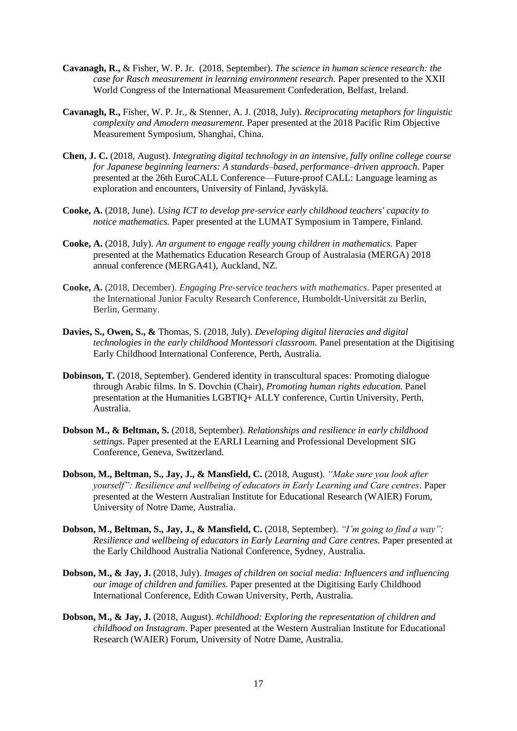**Cavanagh, R.,** & Fisher, W. P. Jr. (2018, September). *The science in human science research: the case for Rasch measurement in learning environment research.* Paper presented to the XXII World Congress of the International Measurement Confederation, Belfast, Ireland.

**Cavanagh, R.,** Fisher, W. P. Jr., & Stenner, A. J. (2018, July). *Reciprocating metaphors for linguistic complexity and Amodern measurement.* Paper presented at the 2018 Pacific Rim Objective Measurement Symposium, Shanghai, China.

**Chen, J. C.** (2018, August). *Integrating digital technology in an intensive, fully online college course for Japanese beginning learners: A standards–based, performance–driven approach*. Paper presented at the 26th EuroCALL Conference—Future-proof CALL: Language learning as exploration and encounters, University of Finland, Jyväskylä.

**Cooke, A.** (2018, June). *Using ICT to develop pre-service early childhood teachers' capacity to notice mathematics.* Paper presented at the LUMAT Symposium in Tampere, Finland.

**Cooke, A.** (2018, July). *An argument to engage really young children in mathematics.* Paper presented at the Mathematics Education Research Group of Australasia (MERGA) 2018 annual conference (MERGA41), Auckland, NZ.

**Cooke, A.** (2018, December). *Engaging Pre-service teachers with mathematics*. Paper presented at the International Junior Faculty Research Conference, Humboldt-Universität zu Berlin, Berlin, Germany.

**Davies, S., Owen, S., &** Thomas, S. (2018, July). *Developing digital literacies and digital technologies in the early childhood Montessori classroom.* Panel presentation at the Digitising Early Childhood International Conference, Perth, Australia.

**Dobinson, T.** (2018, September). Gendered identity in transcultural spaces: Promoting dialogue through Arabic films. In S. Dovchin (Chair), *Promoting human rights education.* Panel presentation at the Humanities LGBTIQ+ ALLY conference, Curtin University, Perth, Australia.

**Dobson M., & Beltman, S.** (2018, September). *Relationships and resilience in early childhood settings*. Paper presented at the EARLI Learning and Professional Development SIG Conference, Geneva, Switzerland.

**Dobson, M., Beltman, S., Jay, J., & Mansfield, C.** (2018, August). *"Make sure you look after yourself": Resilience and wellbeing of educators in Early Learning and Care centres*. Paper presented at the Western Australian Institute for Educational Research (WAIER) Forum, University of Notre Dame, Australia.

**Dobson, M., Beltman, S., Jay, J., & Mansfield, C.** (2018, September). *"I'm going to find a way": Resilience and wellbeing of educators in Early Learning and Care centres.* Paper presented at the Early Childhood Australia National Conference, Sydney, Australia.

**Dobson, M., & Jay, J.** (2018, July). *Images of children on social media: Influencers and influencing our image of children and families.* Paper presented at the Digitising Early Childhood International Conference, Edith Cowan University, Perth, Australia.

**Dobson, M., & Jay, J.** (2018, August). *#childhood: Exploring the representation of children and childhood on Instagram*. Paper presented at the Western Australian Institute for Educational Research (WAIER) Forum, University of Notre Dame, Australia.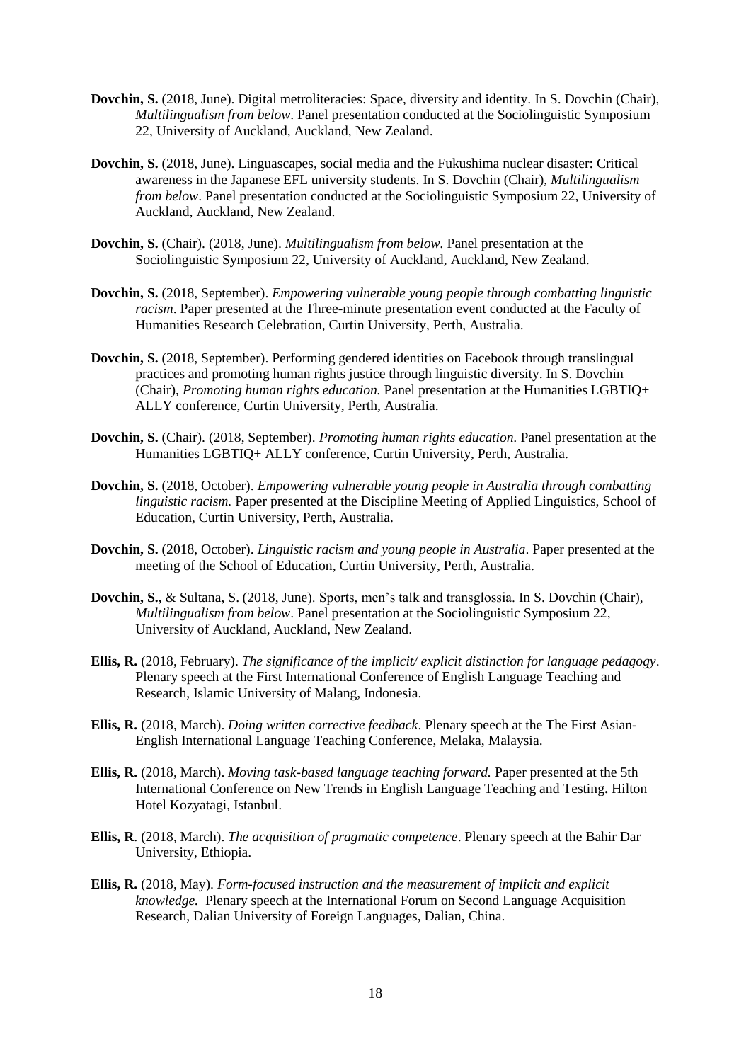**Dovchin, S.** (2018, June). Digital metroliteracies: Space, diversity and identity. In S. Dovchin (Chair), *Multilingualism from below*. Panel presentation conducted at the Sociolinguistic Symposium 22, University of Auckland, Auckland, New Zealand.

**Dovchin, S.** (2018, June). Linguascapes, social media and the Fukushima nuclear disaster: Critical awareness in the Japanese EFL university students. In S. Dovchin (Chair), *Multilingualism from below*. Panel presentation conducted at the Sociolinguistic Symposium 22, University of Auckland, Auckland, New Zealand.

**Dovchin, S.** (Chair). (2018, June). *Multilingualism from below.* Panel presentation at the Sociolinguistic Symposium 22, University of Auckland, Auckland, New Zealand.

**Dovchin, S.** (2018, September). *Empowering vulnerable young people through combatting linguistic racism*. Paper presented at the Three-minute presentation event conducted at the Faculty of Humanities Research Celebration, Curtin University, Perth, Australia.

**Dovchin, S.** (2018, September). Performing gendered identities on Facebook through translingual practices and promoting human rights justice through linguistic diversity. In S. Dovchin (Chair), *Promoting human rights education.* Panel presentation at the Humanities LGBTIQ+ ALLY conference, Curtin University, Perth, Australia.

**Dovchin, S.** (Chair). (2018, September). *Promoting human rights education.* Panel presentation at the Humanities LGBTIQ+ ALLY conference, Curtin University, Perth, Australia.

**Dovchin, S.** (2018, October). *Empowering vulnerable young people in Australia through combatting linguistic racism.* Paper presented at the Discipline Meeting of Applied Linguistics, School of Education, Curtin University, Perth, Australia.

**Dovchin, S.** (2018, October). *Linguistic racism and young people in Australia*. Paper presented at the meeting of the School of Education, Curtin University, Perth, Australia.

**Dovchin, S.,** & Sultana, S. (2018, June). Sports, men's talk and transglossia. In S. Dovchin (Chair), *Multilingualism from below*. Panel presentation at the Sociolinguistic Symposium 22, University of Auckland, Auckland, New Zealand.

**Ellis, R.** (2018, February). *The significance of the implicit/ explicit distinction for language pedagogy*. Plenary speech at the First International Conference of English Language Teaching and Research, Islamic University of Malang, Indonesia.

**Ellis, R.** (2018, March). *Doing written corrective feedback*. Plenary speech at the The First Asian-English International Language Teaching Conference, Melaka, Malaysia.

**Ellis, R.** (2018, March). *Moving task-based language teaching forward.* Paper presented at the 5th International Conference on New Trends in English Language Teaching and Testing**.** Hilton Hotel Kozyatagi, Istanbul.

**Ellis, R**. (2018, March). *The acquisition of pragmatic competence*. Plenary speech at the Bahir Dar University, Ethiopia.

**Ellis, R.** (2018, May). *Form-focused instruction and the measurement of implicit and explicit knowledge.* Plenary speech at the International Forum on Second Language Acquisition Research, Dalian University of Foreign Languages, Dalian, China.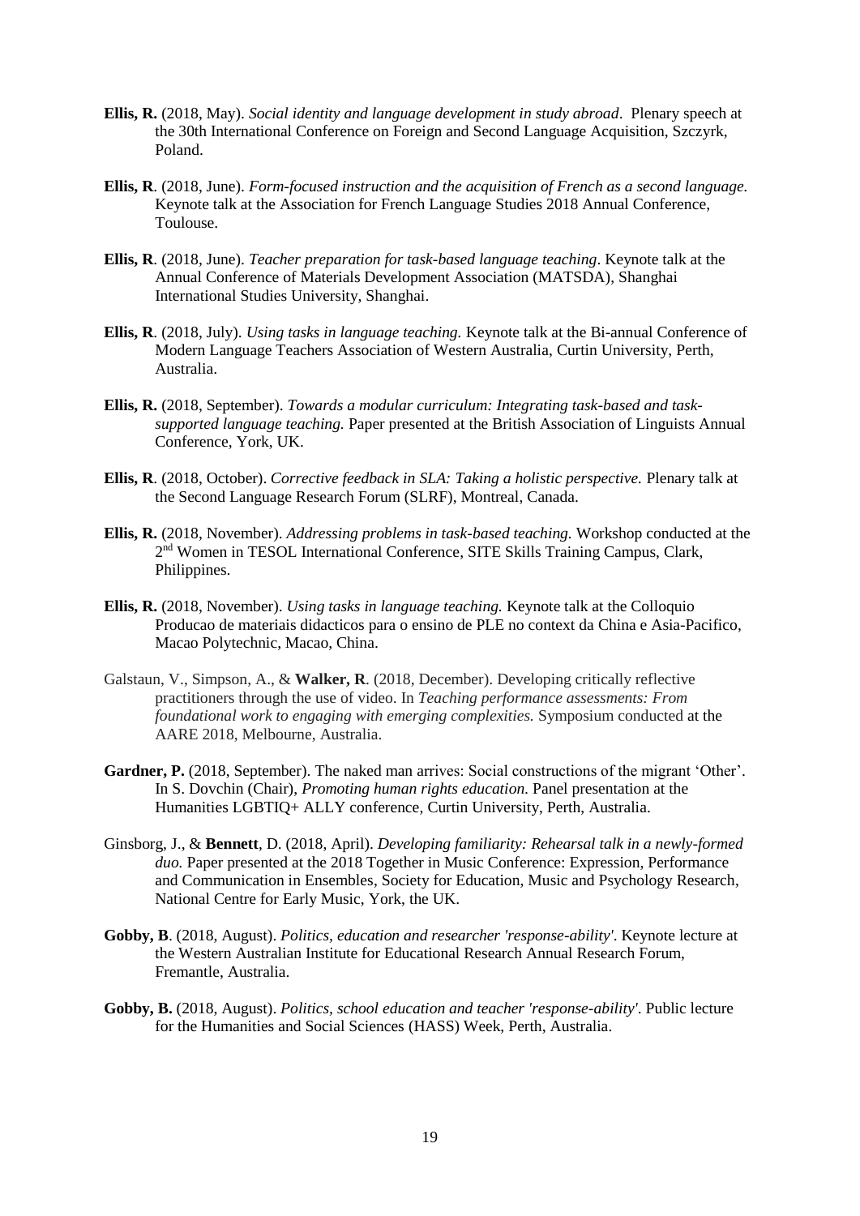**Ellis, R.** (2018, May). *Social identity and language development in study abroad*. Plenary speech at the 30th International Conference on Foreign and Second Language Acquisition, Szczyrk, Poland.

**Ellis, R**. (2018, June). *Form-focused instruction and the acquisition of French as a second language.* Keynote talk at the Association for French Language Studies 2018 Annual Conference, Toulouse.

**Ellis, R**. (2018, June). *Teacher preparation for task-based language teaching*. Keynote talk at the Annual Conference of Materials Development Association (MATSDA), Shanghai International Studies University, Shanghai.

**Ellis, R**. (2018, July). *Using tasks in language teaching.* Keynote talk at the Bi-annual Conference of Modern Language Teachers Association of Western Australia, Curtin University, Perth, Australia.

**Ellis, R.** (2018, September). *Towards a modular curriculum: Integrating task-based and task-supported language teaching.* Paper presented at the British Association of Linguists Annual Conference, York, UK.

**Ellis, R**. (2018, October). *Corrective feedback in SLA: Taking a holistic perspective.* Plenary talk at the Second Language Research Forum (SLRF), Montreal, Canada.

**Ellis, R.** (2018, November). *Addressing problems in task-based teaching.* Workshop conducted at the 2nd Women in TESOL International Conference, SITE Skills Training Campus, Clark, Philippines.

**Ellis, R.** (2018, November). *Using tasks in language teaching.* Keynote talk at the Colloquio Producao de materiais didacticos para o ensino de PLE no context da China e Asia-Pacifico, Macao Polytechnic, Macao, China.

Galstaun, V., Simpson, A., & **Walker, R**. (2018, December). Developing critically reflective practitioners through the use of video. In *Teaching performance assessments: From foundational work to engaging with emerging complexities.* Symposium conducted at the AARE 2018, Melbourne, Australia.

**Gardner, P.** (2018, September). The naked man arrives: Social constructions of the migrant 'Other'. In S. Dovchin (Chair), *Promoting human rights education.* Panel presentation at the Humanities LGBTIQ+ ALLY conference, Curtin University, Perth, Australia.

Ginsborg, J., & **Bennett**, D. (2018, April). *Developing familiarity: Rehearsal talk in a newly-formed duo.* Paper presented at the 2018 Together in Music Conference: Expression, Performance and Communication in Ensembles, Society for Education, Music and Psychology Research, National Centre for Early Music, York, the UK.

**Gobby, B**. (2018, August). *Politics, education and researcher 'response-ability'*. Keynote lecture at the Western Australian Institute for Educational Research Annual Research Forum, Fremantle, Australia.

**Gobby, B.** (2018, August). *Politics, school education and teacher 'response-ability'*. Public lecture for the Humanities and Social Sciences (HASS) Week, Perth, Australia.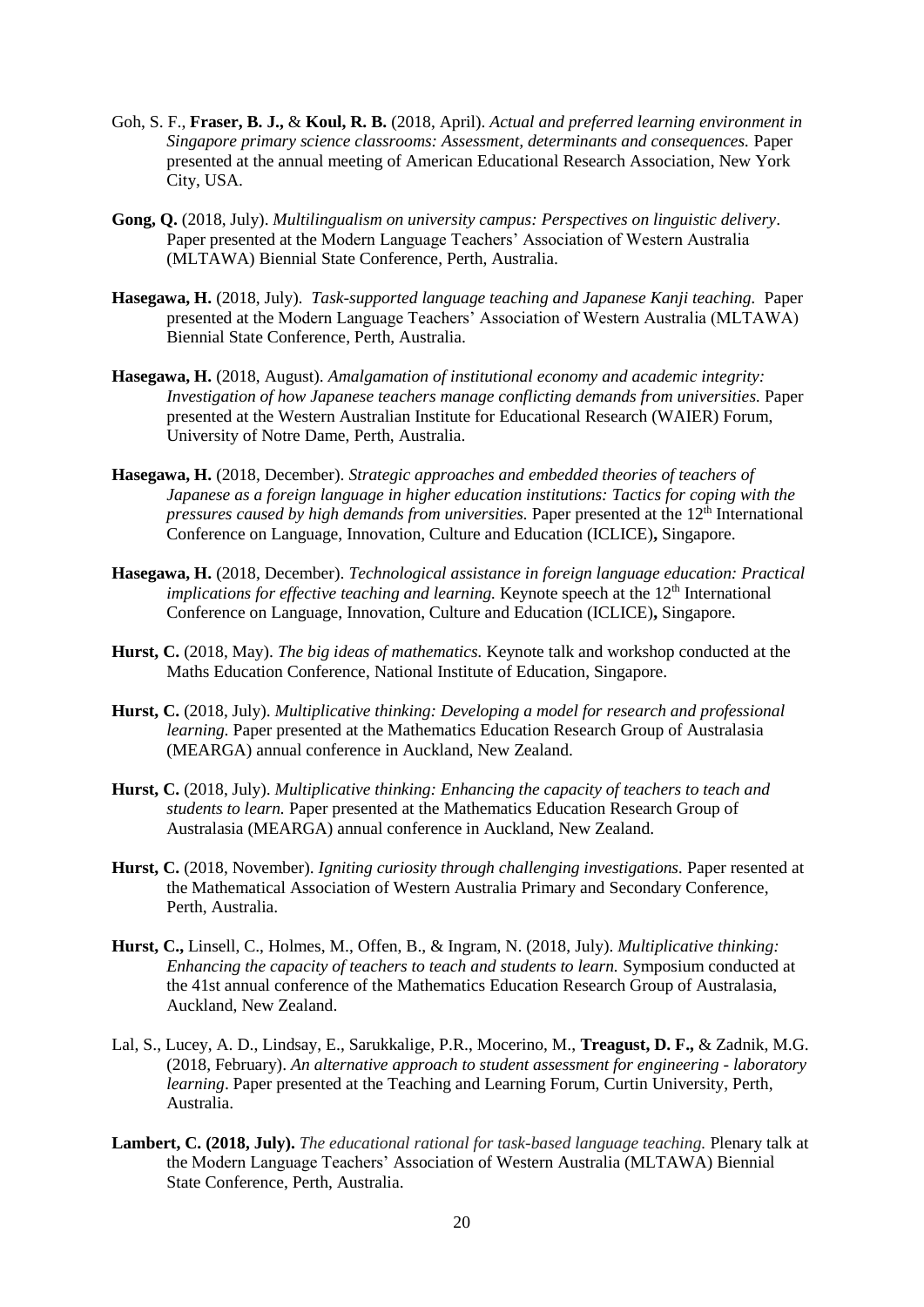Goh, S. F., **Fraser, B. J.,** & **Koul, R. B.** (2018, April). *Actual and preferred learning environment in Singapore primary science classrooms: Assessment, determinants and consequences.* Paper presented at the annual meeting of American Educational Research Association, New York City, USA.

**Gong, Q.** (2018, July). *Multilingualism on university campus: Perspectives on linguistic delivery*. Paper presented at the Modern Language Teachers' Association of Western Australia (MLTAWA) Biennial State Conference, Perth, Australia.

**Hasegawa, H.** (2018, July). *Task-supported language teaching and Japanese Kanji teaching.* Paper presented at the Modern Language Teachers' Association of Western Australia (MLTAWA) Biennial State Conference, Perth, Australia.

**Hasegawa, H.** (2018, August). *Amalgamation of institutional economy and academic integrity: Investigation of how Japanese teachers manage conflicting demands from universities.* Paper presented at the Western Australian Institute for Educational Research (WAIER) Forum, University of Notre Dame, Perth, Australia.

**Hasegawa, H.** (2018, December). *Strategic approaches and embedded theories of teachers of Japanese as a foreign language in higher education institutions: Tactics for coping with the pressures caused by high demands from universities.* Paper presented at the 12th International Conference on Language, Innovation, Culture and Education (ICLICE)**,** Singapore.

**Hasegawa, H.** (2018, December). *Technological assistance in foreign language education: Practical implications for effective teaching and learning.* Keynote speech at the 12th International Conference on Language, Innovation, Culture and Education (ICLICE)**,** Singapore.

**Hurst, C.** (2018, May). *The big ideas of mathematics.* Keynote talk and workshop conducted at the Maths Education Conference, National Institute of Education, Singapore.

**Hurst, C.** (2018, July). *Multiplicative thinking: Developing a model for research and professional learning.* Paper presented at the Mathematics Education Research Group of Australasia (MEARGA) annual conference in Auckland, New Zealand.

**Hurst, C.** (2018, July). *Multiplicative thinking: Enhancing the capacity of teachers to teach and students to learn.* Paper presented at the Mathematics Education Research Group of Australasia (MEARGA) annual conference in Auckland, New Zealand.

**Hurst, C.** (2018, November). *Igniting curiosity through challenging investigations.* Paper resented at the Mathematical Association of Western Australia Primary and Secondary Conference, Perth, Australia.

**Hurst, C.,** Linsell, C., Holmes, M., Offen, B., & Ingram, N. (2018, July). *Multiplicative thinking: Enhancing the capacity of teachers to teach and students to learn.* Symposium conducted at the 41st annual conference of the Mathematics Education Research Group of Australasia, Auckland, New Zealand.

Lal, S., Lucey, A. D., Lindsay, E., Sarukkalige, P.R., Mocerino, M., **Treagust, D. F.,** & Zadnik, M.G. (2018, February). *An alternative approach to student assessment for engineering - laboratory learning*. Paper presented at the Teaching and Learning Forum, Curtin University, Perth, Australia.

**Lambert, C. (2018, July).** *The educational rational for task-based language teaching.* Plenary talk at the Modern Language Teachers' Association of Western Australia (MLTAWA) Biennial State Conference, Perth, Australia.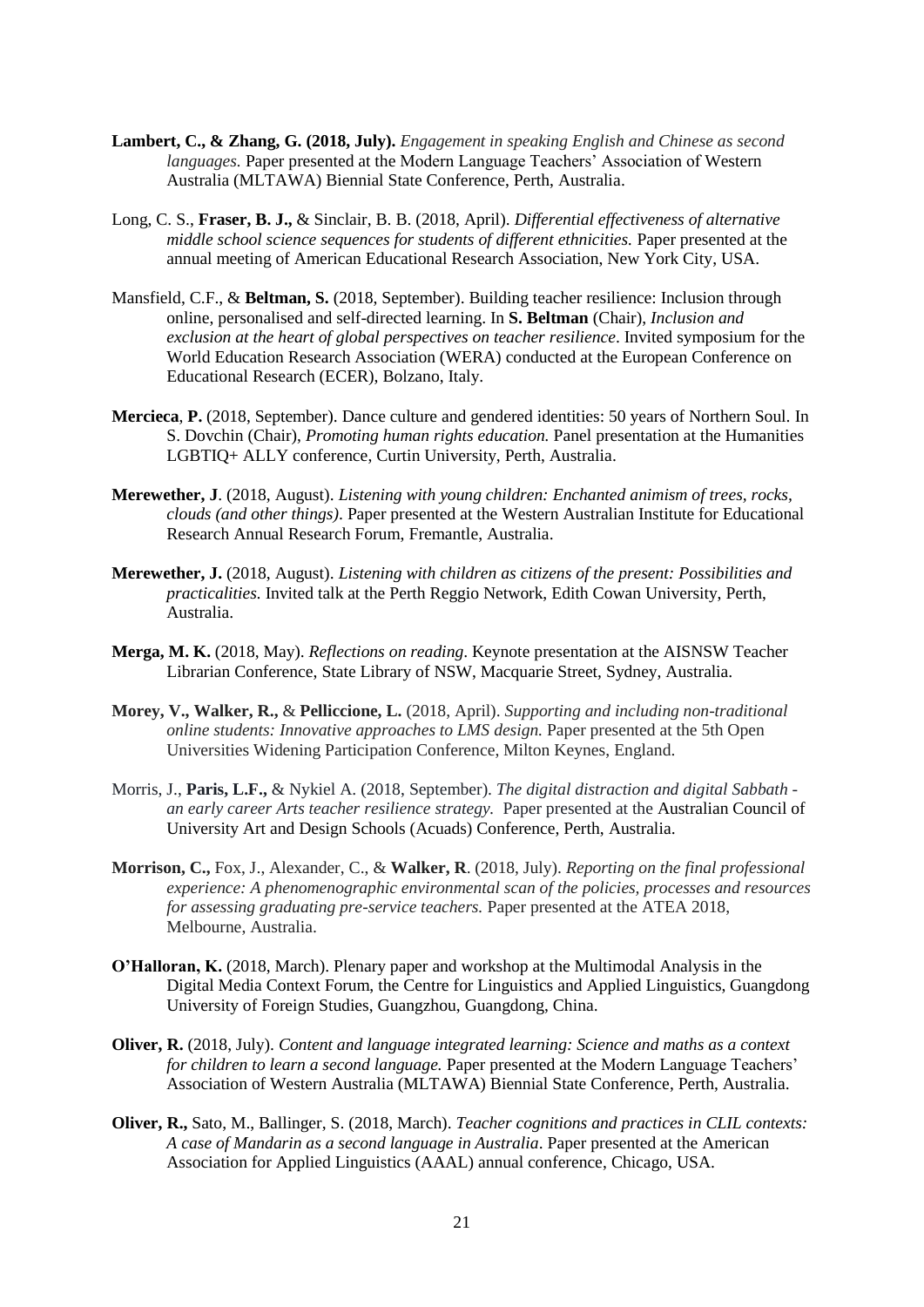**Lambert, C., & Zhang, G. (2018, July).** *Engagement in speaking English and Chinese as second languages.* Paper presented at the Modern Language Teachers' Association of Western Australia (MLTAWA) Biennial State Conference, Perth, Australia.

Long, C. S., **Fraser, B. J.,** & Sinclair, B. B. (2018, April). *Differential effectiveness of alternative middle school science sequences for students of different ethnicities.* Paper presented at the annual meeting of American Educational Research Association, New York City, USA.

Mansfield, C.F., & **Beltman, S.** (2018, September). Building teacher resilience: Inclusion through online, personalised and self-directed learning. In **S. Beltman** (Chair), *Inclusion and exclusion at the heart of global perspectives on teacher resilience*. Invited symposium for the World Education Research Association (WERA) conducted at the European Conference on Educational Research (ECER), Bolzano, Italy.

**Mercieca**, **P.** (2018, September). Dance culture and gendered identities: 50 years of Northern Soul. In S. Dovchin (Chair), *Promoting human rights education.* Panel presentation at the Humanities LGBTIQ+ ALLY conference, Curtin University, Perth, Australia.

**Merewether, J**. (2018, August). *Listening with young children: Enchanted animism of trees, rocks, clouds (and other things)*. Paper presented at the Western Australian Institute for Educational Research Annual Research Forum, Fremantle, Australia.

**Merewether, J.** (2018, August). *Listening with children as citizens of the present: Possibilities and practicalities.* Invited talk at the Perth Reggio Network, Edith Cowan University, Perth, Australia.

**Merga, M. K.** (2018, May). *Reflections on reading*. Keynote presentation at the AISNSW Teacher Librarian Conference, State Library of NSW, Macquarie Street, Sydney, Australia.

**Morey, V., Walker, R.,** & **Pelliccione, L.** (2018, April). *Supporting and including non-traditional online students: Innovative approaches to LMS design.* Paper presented at the 5th Open Universities Widening Participation Conference, Milton Keynes, England.

Morris, J., **Paris, L.F.,** & Nykiel A. (2018, September). *The digital distraction and digital Sabbath - an early career Arts teacher resilience strategy.* Paper presented at the Australian Council of University Art and Design Schools (Acuads) Conference, Perth, Australia.

**Morrison, C.,** Fox, J., Alexander, C., & **Walker, R**. (2018, July). *Reporting on the final professional experience: A phenomenographic environmental scan of the policies, processes and resources for assessing graduating pre-service teachers.* Paper presented at the ATEA 2018, Melbourne, Australia.

**O'Halloran, K.** (2018, March). Plenary paper and workshop at the Multimodal Analysis in the Digital Media Context Forum, the Centre for Linguistics and Applied Linguistics, Guangdong University of Foreign Studies, Guangzhou, Guangdong, China.

**Oliver, R.** (2018, July). *Content and language integrated learning: Science and maths as a context for children to learn a second language.* Paper presented at the Modern Language Teachers' Association of Western Australia (MLTAWA) Biennial State Conference, Perth, Australia.

**Oliver, R.,** Sato, M., Ballinger, S. (2018, March). *Teacher cognitions and practices in CLIL contexts: A case of Mandarin as a second language in Australia*. Paper presented at the American Association for Applied Linguistics (AAAL) annual conference, Chicago, USA.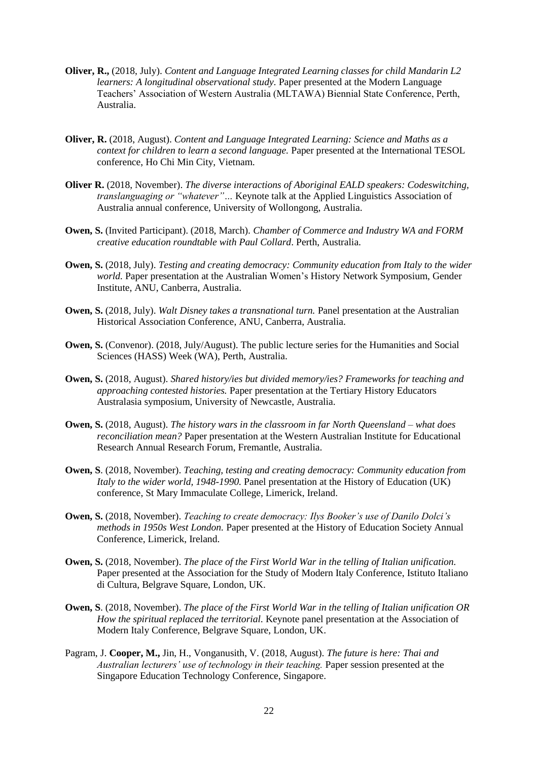**Oliver, R.,** (2018, July). *Content and Language Integrated Learning classes for child Mandarin L2 learners: A longitudinal observational study*. Paper presented at the Modern Language Teachers' Association of Western Australia (MLTAWA) Biennial State Conference, Perth, Australia.

**Oliver, R.** (2018, August). *Content and Language Integrated Learning: Science and Maths as a context for children to learn a second language.* Paper presented at the International TESOL conference, Ho Chi Min City, Vietnam.

**Oliver R.** (2018, November). *The diverse interactions of Aboriginal EALD speakers: Codeswitching, translanguaging or "whatever"…* Keynote talk at the Applied Linguistics Association of Australia annual conference, University of Wollongong, Australia.

**Owen, S.** (Invited Participant). (2018, March). *Chamber of Commerce and Industry WA and FORM creative education roundtable with Paul Collard*. Perth, Australia.

**Owen, S.** (2018, July). *Testing and creating democracy: Community education from Italy to the wider world.* Paper presentation at the Australian Women's History Network Symposium, Gender Institute, ANU, Canberra, Australia.

**Owen, S.** (2018, July). *Walt Disney takes a transnational turn.* Panel presentation at the Australian Historical Association Conference, ANU, Canberra, Australia.

**Owen, S.** (Convenor). (2018, July/August). The public lecture series for the Humanities and Social Sciences (HASS) Week (WA), Perth, Australia.

**Owen, S.** (2018, August). *Shared history/ies but divided memory/ies? Frameworks for teaching and approaching contested histories.* Paper presentation at the Tertiary History Educators Australasia symposium, University of Newcastle, Australia.

**Owen, S.** (2018, August). *The history wars in the classroom in far North Queensland – what does reconciliation mean?* Paper presentation at the Western Australian Institute for Educational Research Annual Research Forum, Fremantle, Australia.

**Owen, S**. (2018, November). *Teaching, testing and creating democracy: Community education from Italy to the wider world, 1948-1990.* Panel presentation at the History of Education (UK) conference, St Mary Immaculate College, Limerick, Ireland.

**Owen, S.** (2018, November). *Teaching to create democracy: Ilys Booker's use of Danilo Dolci's methods in 1950s West London.* Paper presented at the History of Education Society Annual Conference, Limerick, Ireland.

**Owen, S.** (2018, November). *The place of the First World War in the telling of Italian unification.* Paper presented at the Association for the Study of Modern Italy Conference, Istituto Italiano di Cultura, Belgrave Square, London, UK.

**Owen, S**. (2018, November). *The place of the First World War in the telling of Italian unification OR How the spiritual replaced the territorial.* Keynote panel presentation at the Association of Modern Italy Conference, Belgrave Square, London, UK.

Pagram, J. **Cooper, M.,** Jin, H., Vonganusith, V. (2018, August). *The future is here: Thai and Australian lecturers' use of technology in their teaching.* Paper session presented at the Singapore Education Technology Conference, Singapore.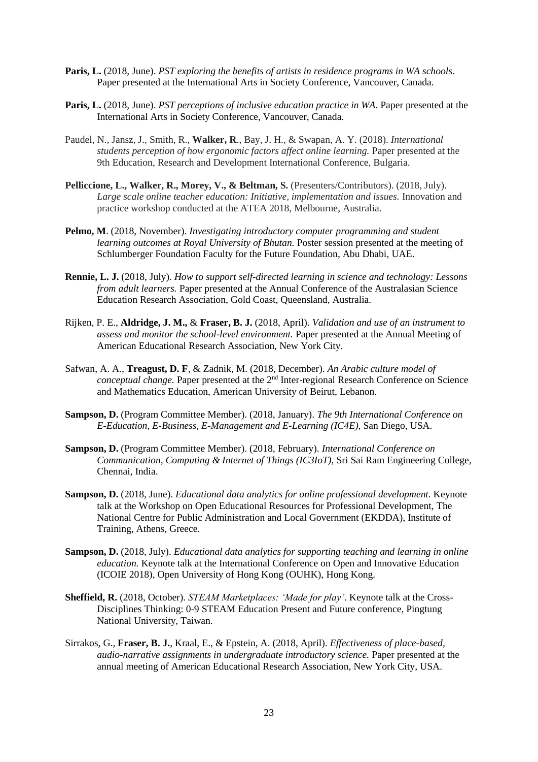**Paris, L.** (2018, June). *PST exploring the benefits of artists in residence programs in WA schools*. Paper presented at the International Arts in Society Conference, Vancouver, Canada.

**Paris, L.** (2018, June). *PST perceptions of inclusive education practice in WA*. Paper presented at the International Arts in Society Conference, Vancouver, Canada.

Paudel, N., Jansz, J., Smith, R., **Walker, R**., Bay, J. H., & Swapan, A. Y. (2018). *International students perception of how ergonomic factors affect online learning.* Paper presented at the 9th Education, Research and Development International Conference, Bulgaria.

**Pelliccione, L., Walker, R., Morey, V., & Beltman, S.** (Presenters/Contributors). (2018, July). *Large scale online teacher education: Initiative, implementation and issues.* Innovation and practice workshop conducted at the ATEA 2018, Melbourne, Australia.

**Pelmo, M**. (2018, November). *Investigating introductory computer programming and student learning outcomes at Royal University of Bhutan.* Poster session presented at the meeting of Schlumberger Foundation Faculty for the Future Foundation, Abu Dhabi, UAE.

**Rennie, L. J.** (2018, July). *How to support self-directed learning in science and technology: Lessons from adult learners.* Paper presented at the Annual Conference of the Australasian Science Education Research Association, Gold Coast, Queensland, Australia.

Rijken, P. E., **Aldridge, J. M.,** & **Fraser, B. J.** (2018, April). *Validation and use of an instrument to assess and monitor the school-level environment.* Paper presented at the Annual Meeting of American Educational Research Association, New York City.

Safwan, A. A., **Treagust, D. F**, & Zadnik, M. (2018, December). *An Arabic culture model of conceptual change.* Paper presented at the 2nd Inter-regional Research Conference on Science and Mathematics Education, American University of Beirut, Lebanon.

**Sampson, D.** (Program Committee Member). (2018, January). *The 9th International Conference on E-Education, E-Business, E-Management and E-Learning (IC4E)*, San Diego, USA.

**Sampson, D.** (Program Committee Member). (2018, February). *International Conference on Communication, Computing & Internet of Things (IC3IoT)*, Sri Sai Ram Engineering College, Chennai, India.

**Sampson, D.** (2018, June). *Educational data analytics for online professional development.* Keynote talk at the Workshop on Open Educational Resources for Professional Development, The National Centre for Public Administration and Local Government (EKDDA), Institute of Training, Athens, Greece.

**Sampson, D.** (2018, July). *Educational data analytics for supporting teaching and learning in online education.* Keynote talk at the International Conference on Open and Innovative Education (ICOIE 2018), Open University of Hong Kong (OUHK), Hong Kong.

**Sheffield, R.** (2018, October). *STEAM Marketplaces: 'Made for play'*. Keynote talk at the Cross-Disciplines Thinking: 0-9 STEAM Education Present and Future conference, Pingtung National University, Taiwan.

Sirrakos, G., **Fraser, B. J.**, Kraal, E., & Epstein, A. (2018, April). *Effectiveness of place-based, audio-narrative assignments in undergraduate introductory science.* Paper presented at the annual meeting of American Educational Research Association, New York City, USA.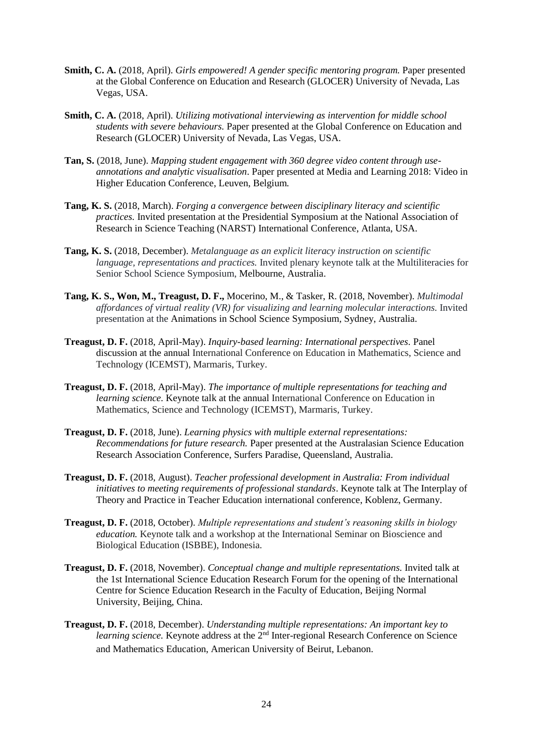**Smith, C. A.** (2018, April). *Girls empowered! A gender specific mentoring program.* Paper presented at the Global Conference on Education and Research (GLOCER) University of Nevada, Las Vegas, USA.

**Smith, C. A.** (2018, April). *Utilizing motivational interviewing as intervention for middle school students with severe behaviours.* Paper presented at the Global Conference on Education and Research (GLOCER) University of Nevada, Las Vegas, USA.

**Tan, S.** (2018, June). *Mapping student engagement with 360 degree video content through use-annotations and analytic visualisation*. Paper presented at Media and Learning 2018: Video in Higher Education Conference, Leuven, Belgium.

**Tang, K. S.** (2018, March). *Forging a convergence between disciplinary literacy and scientific practices.* Invited presentation at the Presidential Symposium at the National Association of Research in Science Teaching (NARST) International Conference, Atlanta, USA.

**Tang, K. S.** (2018, December). *Metalanguage as an explicit literacy instruction on scientific language, representations and practices.* Invited plenary keynote talk at the Multiliteracies for Senior School Science Symposium, Melbourne, Australia.

**Tang, K. S., Won, M., Treagust, D. F.,** Mocerino, M., & Tasker, R. (2018, November). *Multimodal affordances of virtual reality (VR) for visualizing and learning molecular interactions.* Invited presentation at the Animations in School Science Symposium, Sydney, Australia.

**Treagust, D. F.** (2018, April-May). *Inquiry-based learning: International perspectives.* Panel discussion at the annual International Conference on Education in Mathematics, Science and Technology (ICEMST), Marmaris, Turkey.

**Treagust, D. F.** (2018, April-May). *The importance of multiple representations for teaching and learning science*. Keynote talk at the annual International Conference on Education in Mathematics, Science and Technology (ICEMST), Marmaris, Turkey.

**Treagust, D. F.** (2018, June). *Learning physics with multiple external representations: Recommendations for future research.* Paper presented at the Australasian Science Education Research Association Conference, Surfers Paradise, Queensland, Australia.

**Treagust, D. F.** (2018, August). *Teacher professional development in Australia: From individual initiatives to meeting requirements of professional standards*. Keynote talk at The Interplay of Theory and Practice in Teacher Education international conference, Koblenz, Germany.

**Treagust, D. F.** (2018, October). *Multiple representations and student's reasoning skills in biology education.* Keynote talk and a workshop at the International Seminar on Bioscience and Biological Education (ISBBE), Indonesia.

**Treagust, D. F.** (2018, November). *Conceptual change and multiple representations.* Invited talk at the 1st International Science Education Research Forum for the opening of the International Centre for Science Education Research in the Faculty of Education, Beijing Normal University, Beijing, China.

**Treagust, D. F.** (2018, December). *Understanding multiple representations: An important key to learning science.* Keynote address at the 2nd Inter-regional Research Conference on Science and Mathematics Education, American University of Beirut, Lebanon.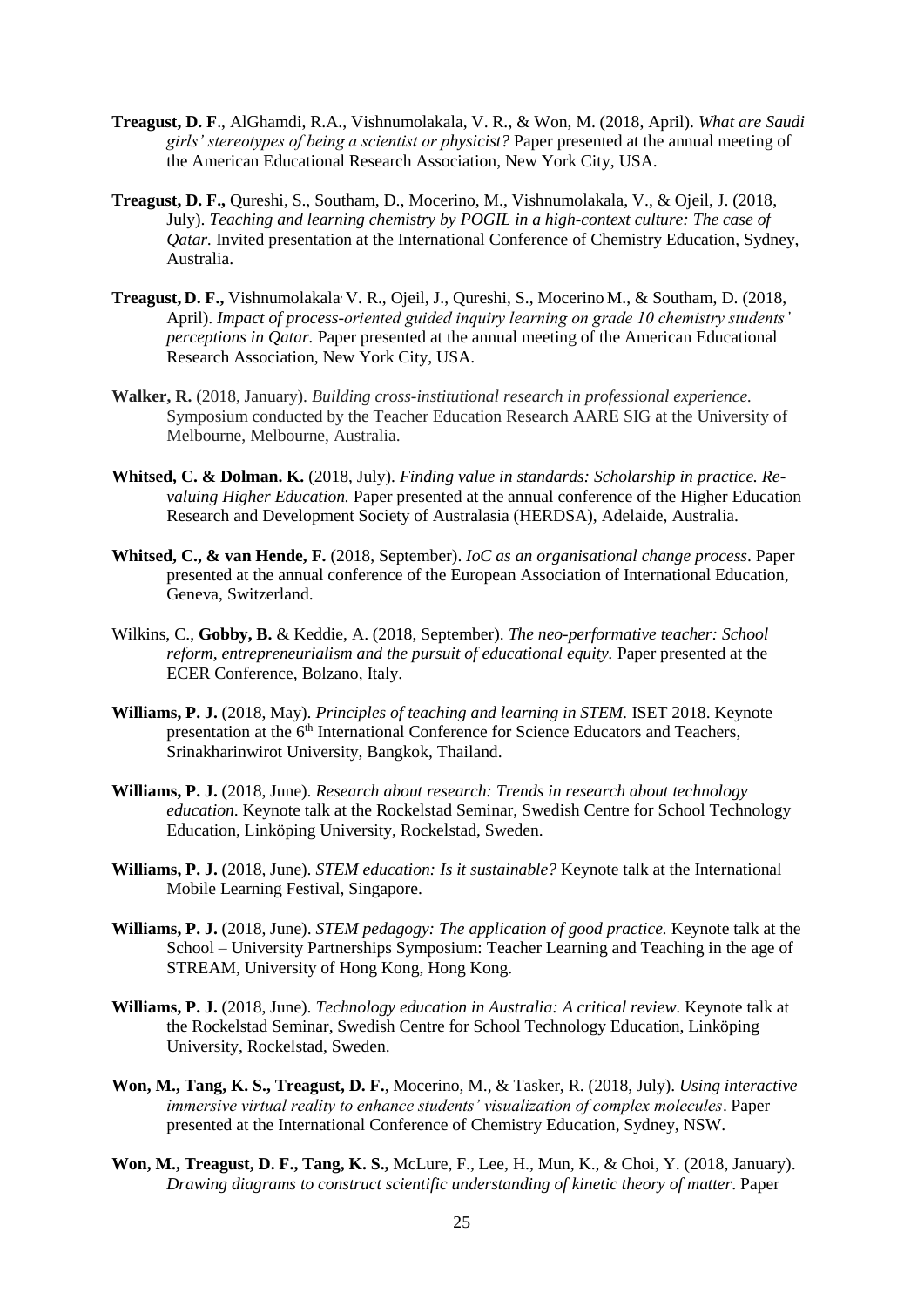**Treagust, D. F**., AlGhamdi, R.A., Vishnumolakala, V. R., & Won, M. (2018, April). *What are Saudi girls' stereotypes of being a scientist or physicist?* Paper presented at the annual meeting of the American Educational Research Association, New York City, USA.

**Treagust, D. F.,** Qureshi, S., Southam, D., Mocerino, M., Vishnumolakala, V., & Ojeil, J. (2018, July). *Teaching and learning chemistry by POGIL in a high-context culture: The case of Qatar.* Invited presentation at the International Conference of Chemistry Education, Sydney, Australia.

**Treagust, D. F.,** Vishnumolakala, V. R., Ojeil, J., Qureshi, S., Mocerino M., & Southam, D. (2018, April). *Impact of process-oriented guided inquiry learning on grade 10 chemistry students' perceptions in Qatar.* Paper presented at the annual meeting of the American Educational Research Association, New York City, USA.

**Walker, R.** (2018, January). *Building cross-institutional research in professional experience.* Symposium conducted by the Teacher Education Research AARE SIG at the University of Melbourne, Melbourne, Australia.

**Whitsed, C. & Dolman. K.** (2018, July). *Finding value in standards: Scholarship in practice. Re-valuing Higher Education.* Paper presented at the annual conference of the Higher Education Research and Development Society of Australasia (HERDSA), Adelaide, Australia.

**Whitsed, C., & van Hende, F.** (2018, September). *IoC as an organisational change process*. Paper presented at the annual conference of the European Association of International Education, Geneva, Switzerland.

Wilkins, C., **Gobby, B.** & Keddie, A. (2018, September). *The neo-performative teacher: School reform, entrepreneurialism and the pursuit of educational equity.* Paper presented at the ECER Conference, Bolzano, Italy.

**Williams, P. J.** (2018, May). *Principles of teaching and learning in STEM.* ISET 2018. Keynote presentation at the 6th International Conference for Science Educators and Teachers, Srinakharinwirot University, Bangkok, Thailand.

**Williams, P. J.** (2018, June). *Research about research: Trends in research about technology education*. Keynote talk at the Rockelstad Seminar, Swedish Centre for School Technology Education, Linköping University, Rockelstad, Sweden.

**Williams, P. J.** (2018, June). *STEM education: Is it sustainable?* Keynote talk at the International Mobile Learning Festival, Singapore.

**Williams, P. J.** (2018, June). *STEM pedagogy: The application of good practice.* Keynote talk at the School – University Partnerships Symposium: Teacher Learning and Teaching in the age of STREAM, University of Hong Kong, Hong Kong.

**Williams, P. J.** (2018, June). *Technology education in Australia: A critical review*. Keynote talk at the Rockelstad Seminar, Swedish Centre for School Technology Education, Linköping University, Rockelstad, Sweden.

**Won, M., Tang, K. S., Treagust, D. F.**, Mocerino, M., & Tasker, R. (2018, July). *Using interactive immersive virtual reality to enhance students' visualization of complex molecules*. Paper presented at the International Conference of Chemistry Education, Sydney, NSW.

**Won, M., Treagust, D. F., Tang, K. S.,** McLure, F., Lee, H., Mun, K., & Choi, Y. (2018, January). *Drawing diagrams to construct scientific understanding of kinetic theory of matter*. Paper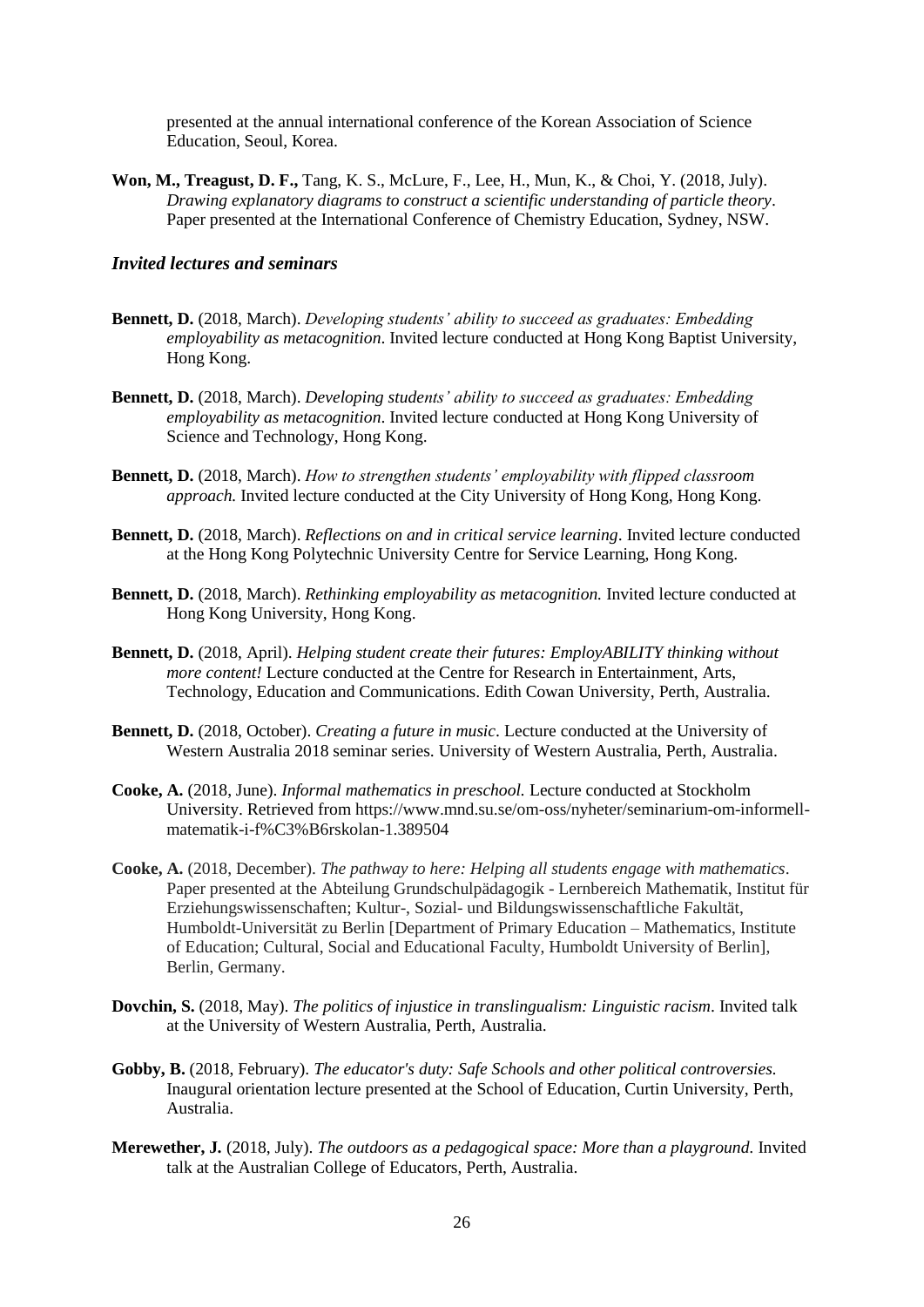presented at the annual international conference of the Korean Association of Science Education, Seoul, Korea.

**Won, M., Treagust, D. F.,** Tang, K. S., McLure, F., Lee, H., Mun, K., & Choi, Y. (2018, July). *Drawing explanatory diagrams to construct a scientific understanding of particle theory*. Paper presented at the International Conference of Chemistry Education, Sydney, NSW.

### *Invited lectures and seminars*

**Bennett, D.** (2018, March). *Developing students' ability to succeed as graduates: Embedding employability as metacognition*. Invited lecture conducted at Hong Kong Baptist University, Hong Kong.

**Bennett, D.** (2018, March). *Developing students' ability to succeed as graduates: Embedding employability as metacognition*. Invited lecture conducted at Hong Kong University of Science and Technology, Hong Kong.

**Bennett, D.** (2018, March). *How to strengthen students' employability with flipped classroom approach.* Invited lecture conducted at the City University of Hong Kong, Hong Kong.

**Bennett, D.** (2018, March). *Reflections on and in critical service learning*. Invited lecture conducted at the Hong Kong Polytechnic University Centre for Service Learning, Hong Kong.

**Bennett, D.** (2018, March). *Rethinking employability as metacognition.* Invited lecture conducted at Hong Kong University, Hong Kong.

**Bennett, D.** (2018, April). *Helping student create their futures: EmployABILITY thinking without more content!* Lecture conducted at the Centre for Research in Entertainment, Arts, Technology, Education and Communications. Edith Cowan University, Perth, Australia.

**Bennett, D.** (2018, October). *Creating a future in music*. Lecture conducted at the University of Western Australia 2018 seminar series. University of Western Australia, Perth, Australia.

**Cooke, A.** (2018, June). *Informal mathematics in preschool.* Lecture conducted at Stockholm University. Retrieved from https://www.mnd.su.se/om-oss/nyheter/seminarium-om-informell-matematik-i-f%C3%B6rskolan-1.389504

**Cooke, A.** (2018, December). *The pathway to here: Helping all students engage with mathematics*. Paper presented at the Abteilung Grundschulpädagogik - Lernbereich Mathematik, Institut für Erziehungswissenschaften; Kultur-, Sozial- und Bildungswissenschaftliche Fakultät, Humboldt-Universität zu Berlin [Department of Primary Education – Mathematics, Institute of Education; Cultural, Social and Educational Faculty, Humboldt University of Berlin], Berlin, Germany.

**Dovchin, S.** (2018, May). *The politics of injustice in translingualism: Linguistic racism*. Invited talk at the University of Western Australia, Perth, Australia.

**Gobby, B.** (2018, February). *The educator's duty: Safe Schools and other political controversies.* Inaugural orientation lecture presented at the School of Education, Curtin University, Perth, Australia.

**Merewether, J.** (2018, July). *The outdoors as a pedagogical space: More than a playground*. Invited talk at the Australian College of Educators, Perth, Australia.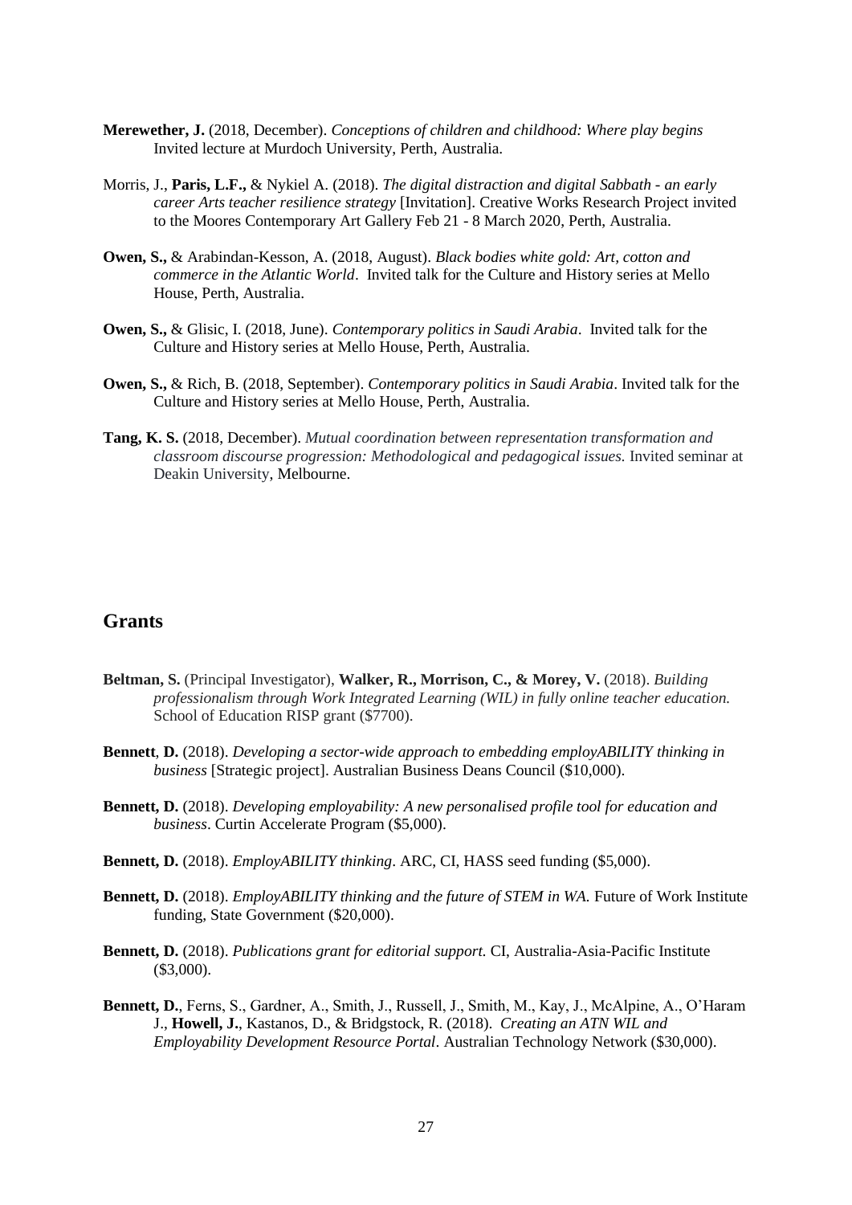**Merewether, J.** (2018, December). *Conceptions of children and childhood: Where play begins* Invited lecture at Murdoch University, Perth, Australia.

Morris, J., **Paris, L.F.,** & Nykiel A. (2018). *The digital distraction and digital Sabbath - an early career Arts teacher resilience strategy* [Invitation]. Creative Works Research Project invited to the Moores Contemporary Art Gallery Feb 21 - 8 March 2020, Perth, Australia.

**Owen, S.,** & Arabindan-Kesson, A. (2018, August). *Black bodies white gold: Art, cotton and commerce in the Atlantic World*. Invited talk for the Culture and History series at Mello House, Perth, Australia.

**Owen, S.,** & Glisic, I. (2018, June). *Contemporary politics in Saudi Arabia*. Invited talk for the Culture and History series at Mello House, Perth, Australia.

**Owen, S.,** & Rich, B. (2018, September). *Contemporary politics in Saudi Arabia*. Invited talk for the Culture and History series at Mello House, Perth, Australia.

**Tang, K. S.** (2018, December). *Mutual coordination between representation transformation and classroom discourse progression: Methodological and pedagogical issues.* Invited seminar at Deakin University, Melbourne.

## Grants

**Beltman, S.** (Principal Investigator), **Walker, R., Morrison, C., & Morey, V.** (2018). *Building professionalism through Work Integrated Learning (WIL) in fully online teacher education.* School of Education RISP grant ($7700).

**Bennett**, **D.** (2018). *Developing a sector-wide approach to embedding employABILITY thinking in business* [Strategic project]. Australian Business Deans Council ($10,000).

**Bennett, D.** (2018). *Developing employability: A new personalised profile tool for education and business*. Curtin Accelerate Program ($5,000).

**Bennett, D.** (2018). *EmployABILITY thinking*. ARC, CI, HASS seed funding ($5,000).

**Bennett, D.** (2018). *EmployABILITY thinking and the future of STEM in WA.* Future of Work Institute funding, State Government ($20,000).

**Bennett, D.** (2018). *Publications grant for editorial support.* CI, Australia-Asia-Pacific Institute ($3,000).

**Bennett, D.**, Ferns, S., Gardner, A., Smith, J., Russell, J., Smith, M., Kay, J., McAlpine, A., O'Haram J., **Howell, J.**, Kastanos, D., & Bridgstock, R. (2018). *Creating an ATN WIL and Employability Development Resource Portal*. Australian Technology Network ($30,000).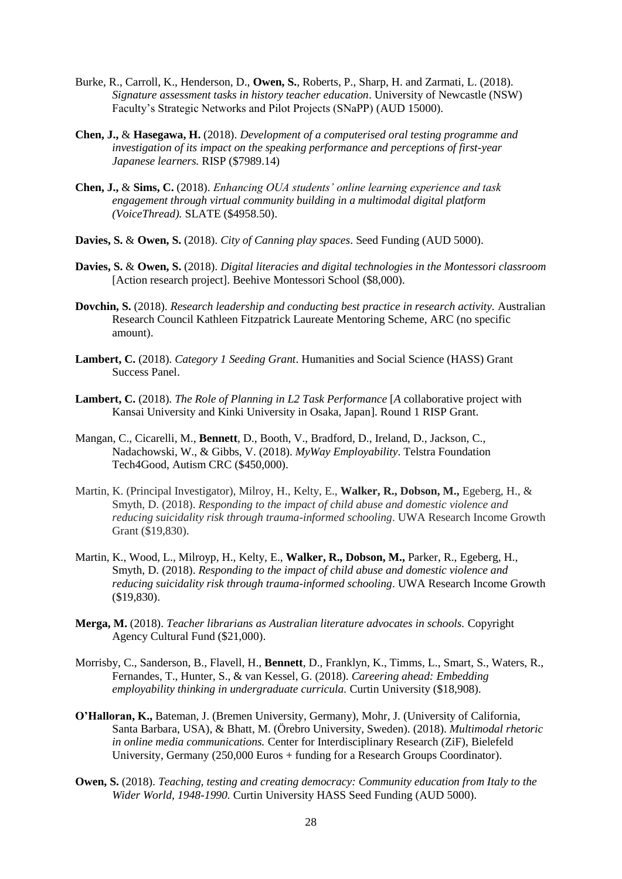Burke, R., Carroll, K., Henderson, D., **Owen, S.**, Roberts, P., Sharp, H. and Zarmati, L. (2018). *Signature assessment tasks in history teacher education*. University of Newcastle (NSW) Faculty's Strategic Networks and Pilot Projects (SNaPP) (AUD 15000).

**Chen, J.,** & **Hasegawa, H.** (2018). *Development of a computerised oral testing programme and investigation of its impact on the speaking performance and perceptions of first-year Japanese learners.* RISP ($7989.14)

**Chen, J.,** & **Sims, C.** (2018). *Enhancing OUA students' online learning experience and task engagement through virtual community building in a multimodal digital platform (VoiceThread).* SLATE ($4958.50).

**Davies, S.** & **Owen, S.** (2018). *City of Canning play spaces*. Seed Funding (AUD 5000).

**Davies, S.** & **Owen, S.** (2018). *Digital literacies and digital technologies in the Montessori classroom* [Action research project]. Beehive Montessori School ($8,000).

**Dovchin, S.** (2018). *Research leadership and conducting best practice in research activity.* Australian Research Council Kathleen Fitzpatrick Laureate Mentoring Scheme, ARC (no specific amount).

**Lambert, C.** (2018). *Category 1 Seeding Grant*. Humanities and Social Science (HASS) Grant Success Panel.

**Lambert, C.** (2018). *The Role of Planning in L2 Task Performance* [*A* collaborative project with Kansai University and Kinki University in Osaka, Japan]. Round 1 RISP Grant.

Mangan, C., Cicarelli, M., **Bennett**, D., Booth, V., Bradford, D., Ireland, D., Jackson, C., Nadachowski, W., & Gibbs, V. (2018). *MyWay Employability*. Telstra Foundation Tech4Good, Autism CRC ($450,000).

Martin, K. (Principal Investigator), Milroy, H., Kelty, E., **Walker, R., Dobson, M.,** Egeberg, H., & Smyth, D. (2018). *Responding to the impact of child abuse and domestic violence and reducing suicidality risk through trauma-informed schooling*. UWA Research Income Growth Grant ($19,830).

Martin, K., Wood, L., Milroyp, H., Kelty, E., **Walker, R., Dobson, M.,** Parker, R., Egeberg, H., Smyth, D. (2018). *Responding to the impact of child abuse and domestic violence and reducing suicidality risk through trauma-informed schooling*. UWA Research Income Growth ($19,830).

**Merga, M.** (2018). *Teacher librarians as Australian literature advocates in schools.* Copyright Agency Cultural Fund ($21,000).

Morrisby, C., Sanderson, B., Flavell, H., **Bennett**, D., Franklyn, K., Timms, L., Smart, S., Waters, R., Fernandes, T., Hunter, S., & van Kessel, G. (2018). *Careering ahead: Embedding employability thinking in undergraduate curricula.* Curtin University ($18,908).

**O'Halloran, K.,** Bateman, J. (Bremen University, Germany), Mohr, J. (University of California, Santa Barbara, USA), & Bhatt, M. (Örebro University, Sweden). (2018). *Multimodal rhetoric in online media communications.* Center for Interdisciplinary Research (ZiF), Bielefeld University, Germany (250,000 Euros + funding for a Research Groups Coordinator).

**Owen, S.** (2018). *Teaching, testing and creating democracy: Community education from Italy to the Wider World, 1948-1990.* Curtin University HASS Seed Funding (AUD 5000).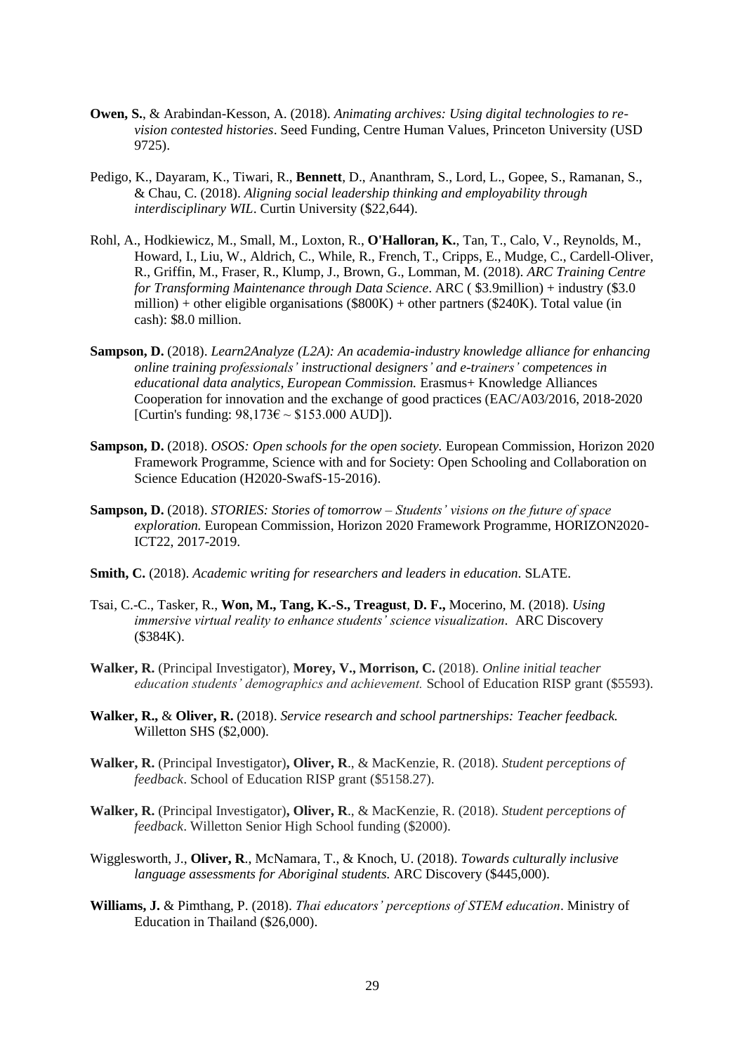**Owen, S.**, & Arabindan-Kesson, A. (2018). *Animating archives: Using digital technologies to re-vision contested histories*. Seed Funding, Centre Human Values, Princeton University (USD 9725).

Pedigo, K., Dayaram, K., Tiwari, R., **Bennett**, D., Ananthram, S., Lord, L., Gopee, S., Ramanan, S., & Chau, C. (2018). *Aligning social leadership thinking and employability through interdisciplinary WIL*. Curtin University ($22,644).

Rohl, A., Hodkiewicz, M., Small, M., Loxton, R., **O'Halloran, K.**, Tan, T., Calo, V., Reynolds, M., Howard, I., Liu, W., Aldrich, C., While, R., French, T., Cripps, E., Mudge, C., Cardell-Oliver, R., Griffin, M., Fraser, R., Klump, J., Brown, G., Lomman, M. (2018). *ARC Training Centre for Transforming Maintenance through Data Science*. ARC ( $3.9million) + industry ($3.0 million) + other eligible organisations ($800K) + other partners ($240K). Total value (in cash): $8.0 million.

**Sampson, D.** (2018). *Learn2Analyze (L2A): An academia-industry knowledge alliance for enhancing online training professionals' instructional designers' and e-trainers' competences in educational data analytics, European Commission.* Erasmus+ Knowledge Alliances Cooperation for innovation and the exchange of good practices (EAC/A03/2016, 2018-2020 [Curtin's funding: 98,173€ ~ $153.000 AUD]).

**Sampson, D.** (2018). *OSOS: Open schools for the open society.* European Commission, Horizon 2020 Framework Programme, Science with and for Society: Open Schooling and Collaboration on Science Education (H2020-SwafS-15-2016).

**Sampson, D.** (2018). *STORIES: Stories of tomorrow – Students' visions on the future of space exploration.* European Commission, Horizon 2020 Framework Programme, HORIZON2020-ICT22, 2017-2019.

**Smith, C.** (2018). *Academic writing for researchers and leaders in education*. SLATE.

Tsai, C.-C., Tasker, R., **Won, M., Tang, K.-S., Treagust**, **D. F.,** Mocerino, M. (2018). *Using immersive virtual reality to enhance students' science visualization*. ARC Discovery ($384K).

**Walker, R.** (Principal Investigator), **Morey, V., Morrison, C.** (2018). *Online initial teacher education students' demographics and achievement.* School of Education RISP grant ($5593).

**Walker, R.,** & **Oliver, R.** (2018). *Service research and school partnerships: Teacher feedback.* Willetton SHS ($2,000).

**Walker, R.** (Principal Investigator)**, Oliver, R**., & MacKenzie, R. (2018). *Student perceptions of feedback*. School of Education RISP grant ($5158.27).

**Walker, R.** (Principal Investigator)**, Oliver, R**., & MacKenzie, R. (2018). *Student perceptions of feedback*. Willetton Senior High School funding ($2000).

Wigglesworth, J., **Oliver, R**., McNamara, T., & Knoch, U. (2018). *Towards culturally inclusive language assessments for Aboriginal students.* ARC Discovery ($445,000).

**Williams, J.** & Pimthang, P. (2018). *Thai educators' perceptions of STEM education*. Ministry of Education in Thailand ($26,000).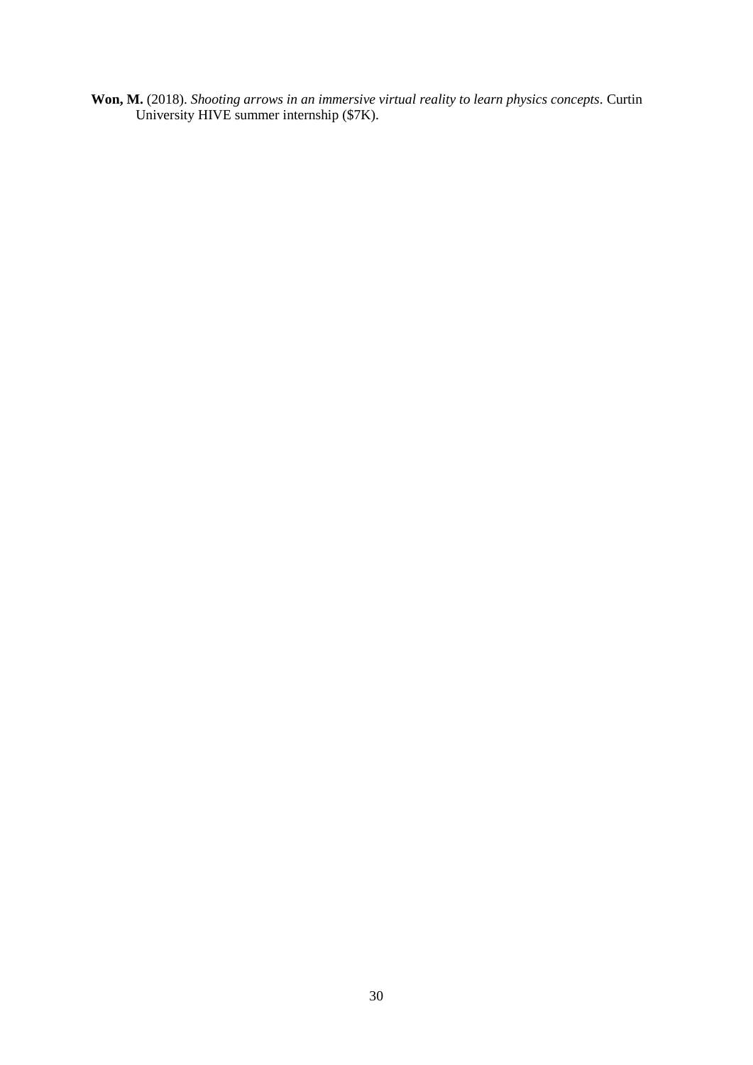**Won, M.** (2018). *Shooting arrows in an immersive virtual reality to learn physics concepts*. Curtin University HIVE summer internship ($7K).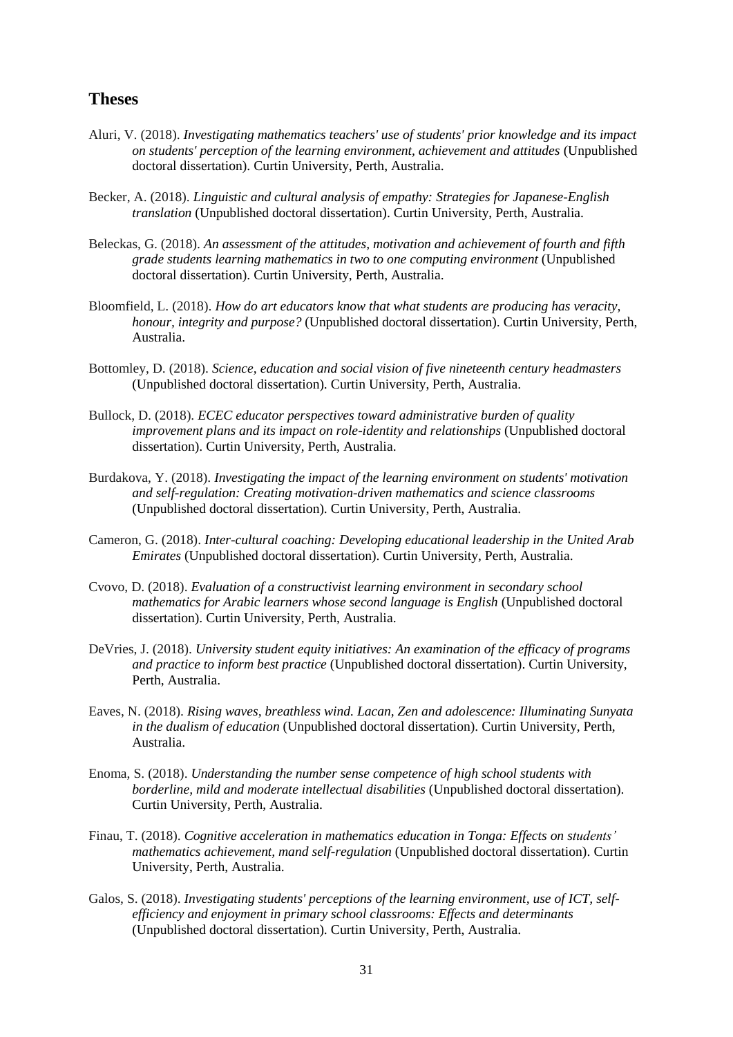## Theses

Aluri, V. (2018). *Investigating mathematics teachers' use of students' prior knowledge and its impact on students' perception of the learning environment, achievement and attitudes* (Unpublished doctoral dissertation). Curtin University, Perth, Australia.

Becker, A. (2018). *Linguistic and cultural analysis of empathy: Strategies for Japanese-English translation* (Unpublished doctoral dissertation). Curtin University, Perth, Australia.

Beleckas, G. (2018). *An assessment of the attitudes, motivation and achievement of fourth and fifth grade students learning mathematics in two to one computing environment* (Unpublished doctoral dissertation). Curtin University, Perth, Australia.

Bloomfield, L. (2018). *How do art educators know that what students are producing has veracity, honour, integrity and purpose?* (Unpublished doctoral dissertation). Curtin University, Perth, Australia.

Bottomley, D. (2018). *Science, education and social vision of five nineteenth century headmasters* (Unpublished doctoral dissertation). Curtin University, Perth, Australia.

Bullock, D. (2018). *ECEC educator perspectives toward administrative burden of quality improvement plans and its impact on role-identity and relationships* (Unpublished doctoral dissertation). Curtin University, Perth, Australia.

Burdakova, Y. (2018). *Investigating the impact of the learning environment on students' motivation and self-regulation: Creating motivation-driven mathematics and science classrooms* (Unpublished doctoral dissertation). Curtin University, Perth, Australia.

Cameron, G. (2018). *Inter-cultural coaching: Developing educational leadership in the United Arab Emirates* (Unpublished doctoral dissertation). Curtin University, Perth, Australia.

Cvovo, D. (2018). *Evaluation of a constructivist learning environment in secondary school mathematics for Arabic learners whose second language is English* (Unpublished doctoral dissertation). Curtin University, Perth, Australia.

DeVries, J. (2018). *University student equity initiatives: An examination of the efficacy of programs and practice to inform best practice* (Unpublished doctoral dissertation). Curtin University, Perth, Australia.

Eaves, N. (2018). *Rising waves, breathless wind. Lacan, Zen and adolescence: Illuminating Sunyata in the dualism of education* (Unpublished doctoral dissertation). Curtin University, Perth, Australia.

Enoma, S. (2018). *Understanding the number sense competence of high school students with borderline, mild and moderate intellectual disabilities* (Unpublished doctoral dissertation). Curtin University, Perth, Australia.

Finau, T. (2018). *Cognitive acceleration in mathematics education in Tonga: Effects on students' mathematics achievement, mand self-regulation* (Unpublished doctoral dissertation). Curtin University, Perth, Australia.

Galos, S. (2018). *Investigating students' perceptions of the learning environment, use of ICT, self-efficiency and enjoyment in primary school classrooms: Effects and determinants* (Unpublished doctoral dissertation). Curtin University, Perth, Australia.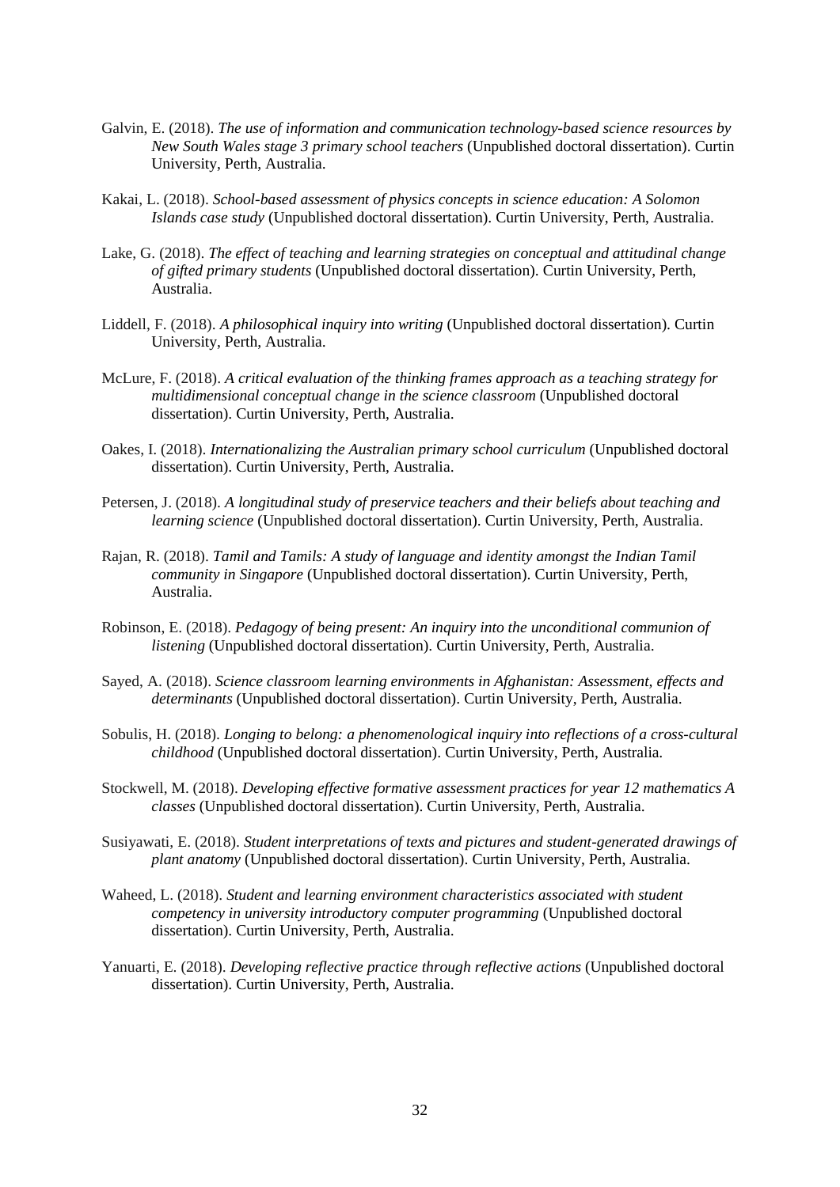Galvin, E. (2018). *The use of information and communication technology-based science resources by New South Wales stage 3 primary school teachers* (Unpublished doctoral dissertation). Curtin University, Perth, Australia.

Kakai, L. (2018). *School-based assessment of physics concepts in science education: A Solomon Islands case study* (Unpublished doctoral dissertation). Curtin University, Perth, Australia.

Lake, G. (2018). *The effect of teaching and learning strategies on conceptual and attitudinal change of gifted primary students* (Unpublished doctoral dissertation). Curtin University, Perth, Australia.

Liddell, F. (2018). *A philosophical inquiry into writing* (Unpublished doctoral dissertation). Curtin University, Perth, Australia.

McLure, F. (2018). *A critical evaluation of the thinking frames approach as a teaching strategy for multidimensional conceptual change in the science classroom* (Unpublished doctoral dissertation). Curtin University, Perth, Australia.

Oakes, I. (2018). *Internationalizing the Australian primary school curriculum* (Unpublished doctoral dissertation). Curtin University, Perth, Australia.

Petersen, J. (2018). *A longitudinal study of preservice teachers and their beliefs about teaching and learning science* (Unpublished doctoral dissertation). Curtin University, Perth, Australia.

Rajan, R. (2018). *Tamil and Tamils: A study of language and identity amongst the Indian Tamil community in Singapore* (Unpublished doctoral dissertation). Curtin University, Perth, Australia.

Robinson, E. (2018). *Pedagogy of being present: An inquiry into the unconditional communion of listening* (Unpublished doctoral dissertation). Curtin University, Perth, Australia.

Sayed, A. (2018). *Science classroom learning environments in Afghanistan: Assessment, effects and determinants* (Unpublished doctoral dissertation). Curtin University, Perth, Australia.

Sobulis, H. (2018). *Longing to belong: a phenomenological inquiry into reflections of a cross-cultural childhood* (Unpublished doctoral dissertation). Curtin University, Perth, Australia.

Stockwell, M. (2018). *Developing effective formative assessment practices for year 12 mathematics A classes* (Unpublished doctoral dissertation). Curtin University, Perth, Australia.

Susiyawati, E. (2018). *Student interpretations of texts and pictures and student-generated drawings of plant anatomy* (Unpublished doctoral dissertation). Curtin University, Perth, Australia.

Waheed, L. (2018). *Student and learning environment characteristics associated with student competency in university introductory computer programming* (Unpublished doctoral dissertation). Curtin University, Perth, Australia.

Yanuarti, E. (2018). *Developing reflective practice through reflective actions* (Unpublished doctoral dissertation). Curtin University, Perth, Australia.